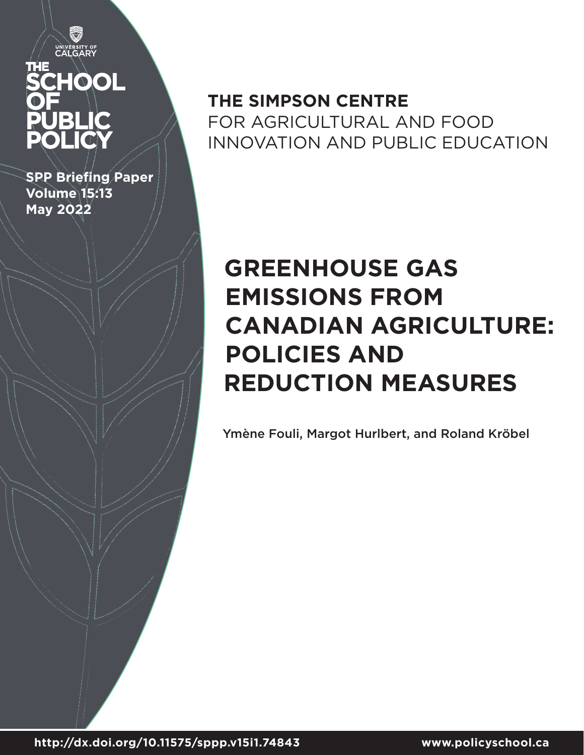UNIVERSITY OF CALGARY

THE SCHOOL OF PUBLIC POLICY

**SPP Briefing Paper**
**Volume 15:13**
**May 2022**

**THE SIMPSON CENTRE**
FOR AGRICULTURAL AND FOOD INNOVATION AND PUBLIC EDUCATION

# GREENHOUSE GAS EMISSIONS FROM CANADIAN AGRICULTURE: POLICIES AND REDUCTION MEASURES

Ymène Fouli, Margot Hurlbert, and Roland Kröbel

**http://dx.doi.org/10.11575/sppp.v15i1.74843**

**www.policyschool.ca**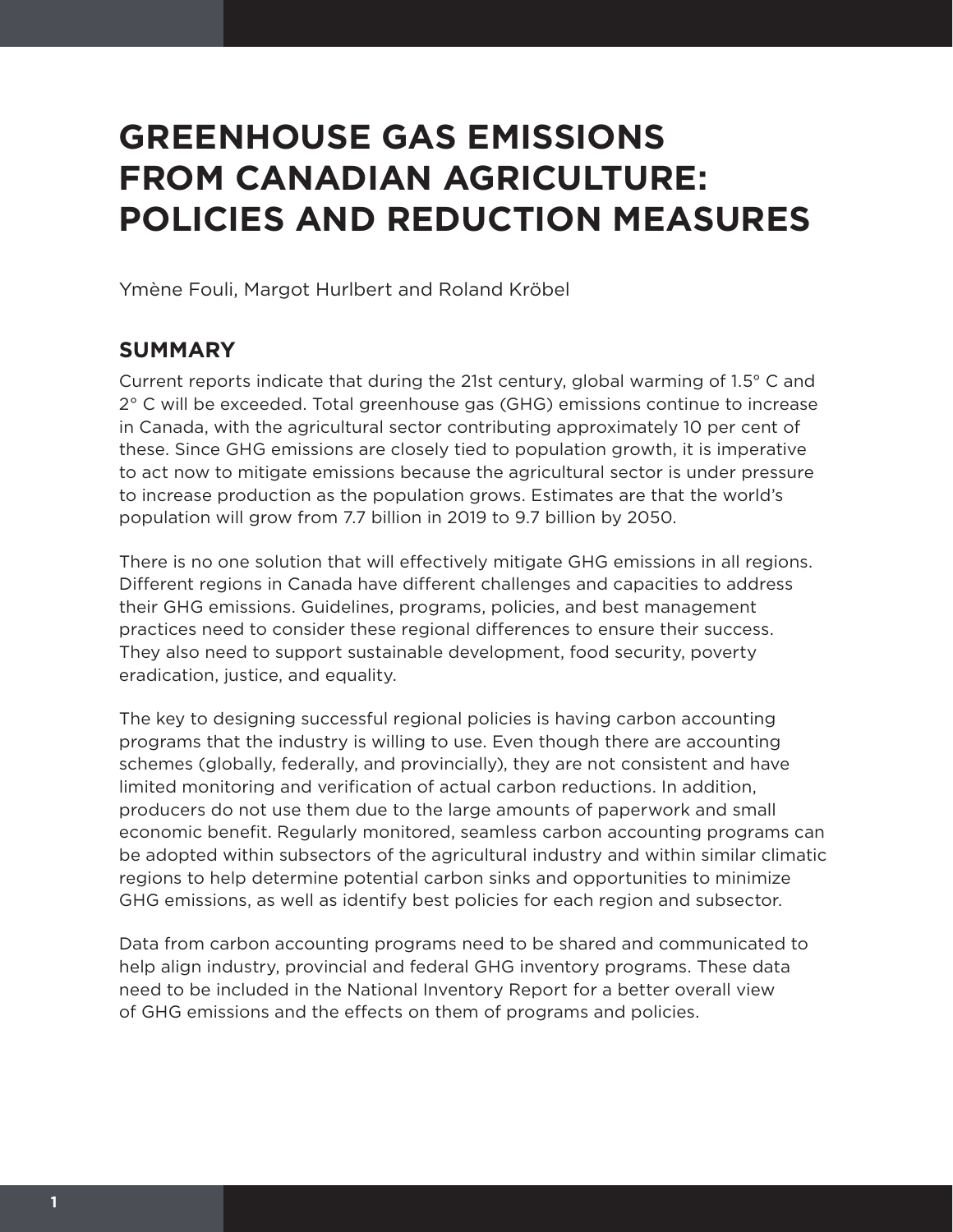# GREENHOUSE GAS EMISSIONS FROM CANADIAN AGRICULTURE: POLICIES AND REDUCTION MEASURES

Ymène Fouli, Margot Hurlbert and Roland Kröbel

## SUMMARY

Current reports indicate that during the 21st century, global warming of 1.5° C and 2° C will be exceeded. Total greenhouse gas (GHG) emissions continue to increase in Canada, with the agricultural sector contributing approximately 10 per cent of these. Since GHG emissions are closely tied to population growth, it is imperative to act now to mitigate emissions because the agricultural sector is under pressure to increase production as the population grows. Estimates are that the world's population will grow from 7.7 billion in 2019 to 9.7 billion by 2050.

There is no one solution that will effectively mitigate GHG emissions in all regions. Different regions in Canada have different challenges and capacities to address their GHG emissions. Guidelines, programs, policies, and best management practices need to consider these regional differences to ensure their success. They also need to support sustainable development, food security, poverty eradication, justice, and equality.

The key to designing successful regional policies is having carbon accounting programs that the industry is willing to use. Even though there are accounting schemes (globally, federally, and provincially), they are not consistent and have limited monitoring and verification of actual carbon reductions. In addition, producers do not use them due to the large amounts of paperwork and small economic benefit. Regularly monitored, seamless carbon accounting programs can be adopted within subsectors of the agricultural industry and within similar climatic regions to help determine potential carbon sinks and opportunities to minimize GHG emissions, as well as identify best policies for each region and subsector.

Data from carbon accounting programs need to be shared and communicated to help align industry, provincial and federal GHG inventory programs. These data need to be included in the National Inventory Report for a better overall view of GHG emissions and the effects on them of programs and policies.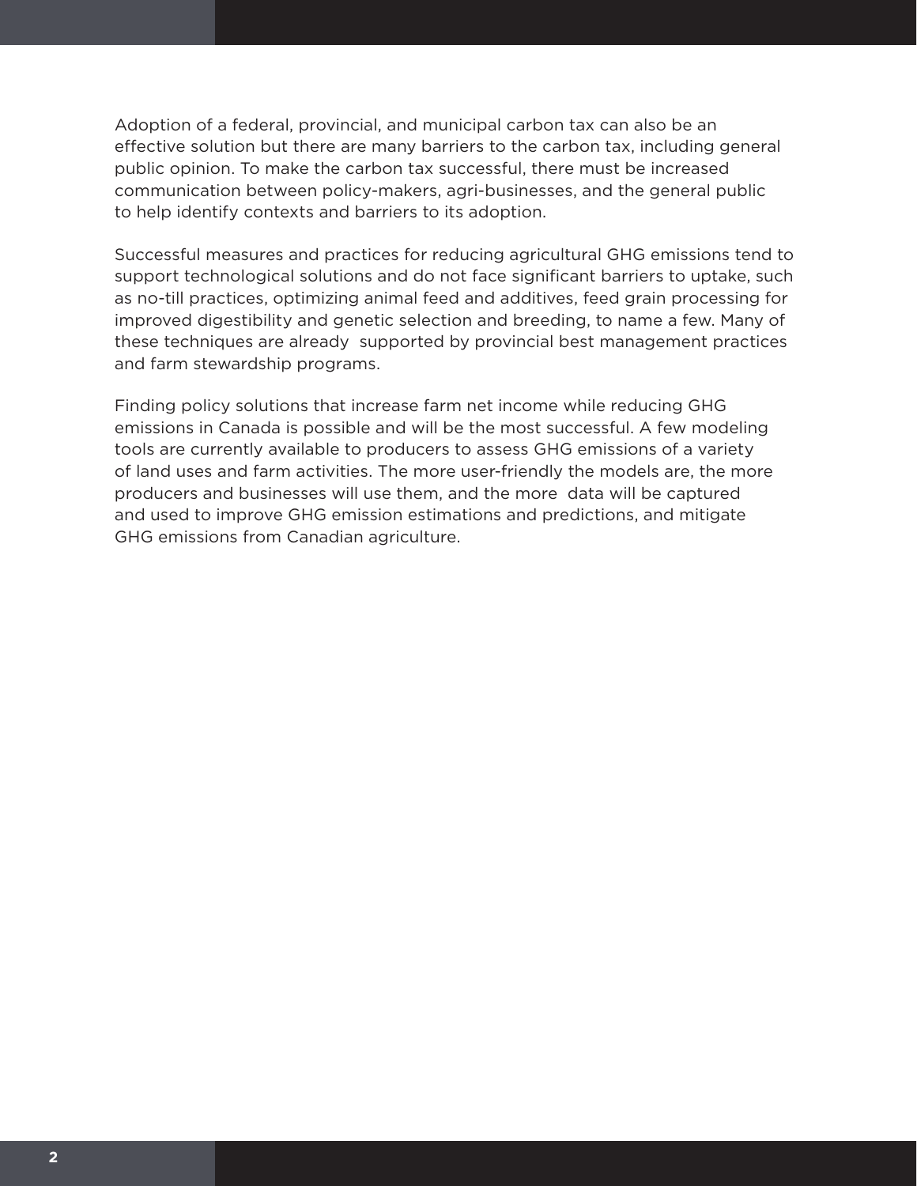Adoption of a federal, provincial, and municipal carbon tax can also be an effective solution but there are many barriers to the carbon tax, including general public opinion. To make the carbon tax successful, there must be increased communication between policy-makers, agri-businesses, and the general public to help identify contexts and barriers to its adoption.

Successful measures and practices for reducing agricultural GHG emissions tend to support technological solutions and do not face significant barriers to uptake, such as no-till practices, optimizing animal feed and additives, feed grain processing for improved digestibility and genetic selection and breeding, to name a few. Many of these techniques are already supported by provincial best management practices and farm stewardship programs.

Finding policy solutions that increase farm net income while reducing GHG emissions in Canada is possible and will be the most successful. A few modeling tools are currently available to producers to assess GHG emissions of a variety of land uses and farm activities. The more user-friendly the models are, the more producers and businesses will use them, and the more data will be captured and used to improve GHG emission estimations and predictions, and mitigate GHG emissions from Canadian agriculture.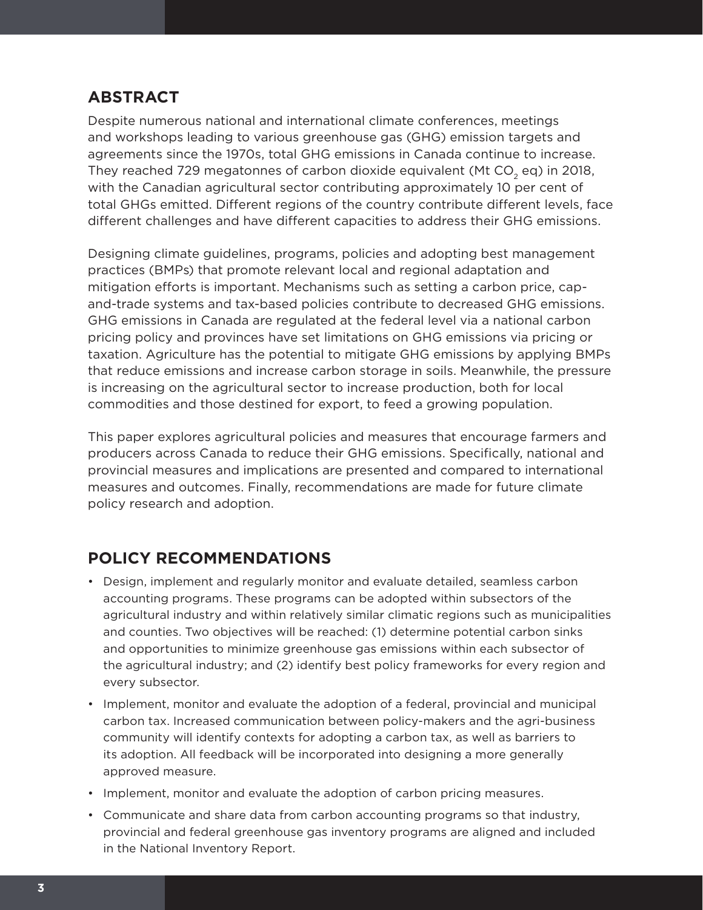## ABSTRACT

Despite numerous national and international climate conferences, meetings and workshops leading to various greenhouse gas (GHG) emission targets and agreements since the 1970s, total GHG emissions in Canada continue to increase. They reached 729 megatonnes of carbon dioxide equivalent (Mt $CO_2$ eq) in 2018, with the Canadian agricultural sector contributing approximately 10 per cent of total GHGs emitted. Different regions of the country contribute different levels, face different challenges and have different capacities to address their GHG emissions.

Designing climate guidelines, programs, policies and adopting best management practices (BMPs) that promote relevant local and regional adaptation and mitigation efforts is important. Mechanisms such as setting a carbon price, cap-and-trade systems and tax-based policies contribute to decreased GHG emissions. GHG emissions in Canada are regulated at the federal level via a national carbon pricing policy and provinces have set limitations on GHG emissions via pricing or taxation. Agriculture has the potential to mitigate GHG emissions by applying BMPs that reduce emissions and increase carbon storage in soils. Meanwhile, the pressure is increasing on the agricultural sector to increase production, both for local commodities and those destined for export, to feed a growing population.

This paper explores agricultural policies and measures that encourage farmers and producers across Canada to reduce their GHG emissions. Specifically, national and provincial measures and implications are presented and compared to international measures and outcomes. Finally, recommendations are made for future climate policy research and adoption.

## POLICY RECOMMENDATIONS

- Design, implement and regularly monitor and evaluate detailed, seamless carbon accounting programs. These programs can be adopted within subsectors of the agricultural industry and within relatively similar climatic regions such as municipalities and counties. Two objectives will be reached: (1) determine potential carbon sinks and opportunities to minimize greenhouse gas emissions within each subsector of the agricultural industry; and (2) identify best policy frameworks for every region and every subsector.
- Implement, monitor and evaluate the adoption of a federal, provincial and municipal carbon tax. Increased communication between policy-makers and the agri-business community will identify contexts for adopting a carbon tax, as well as barriers to its adoption. All feedback will be incorporated into designing a more generally approved measure.
- Implement, monitor and evaluate the adoption of carbon pricing measures.
- Communicate and share data from carbon accounting programs so that industry, provincial and federal greenhouse gas inventory programs are aligned and included in the National Inventory Report.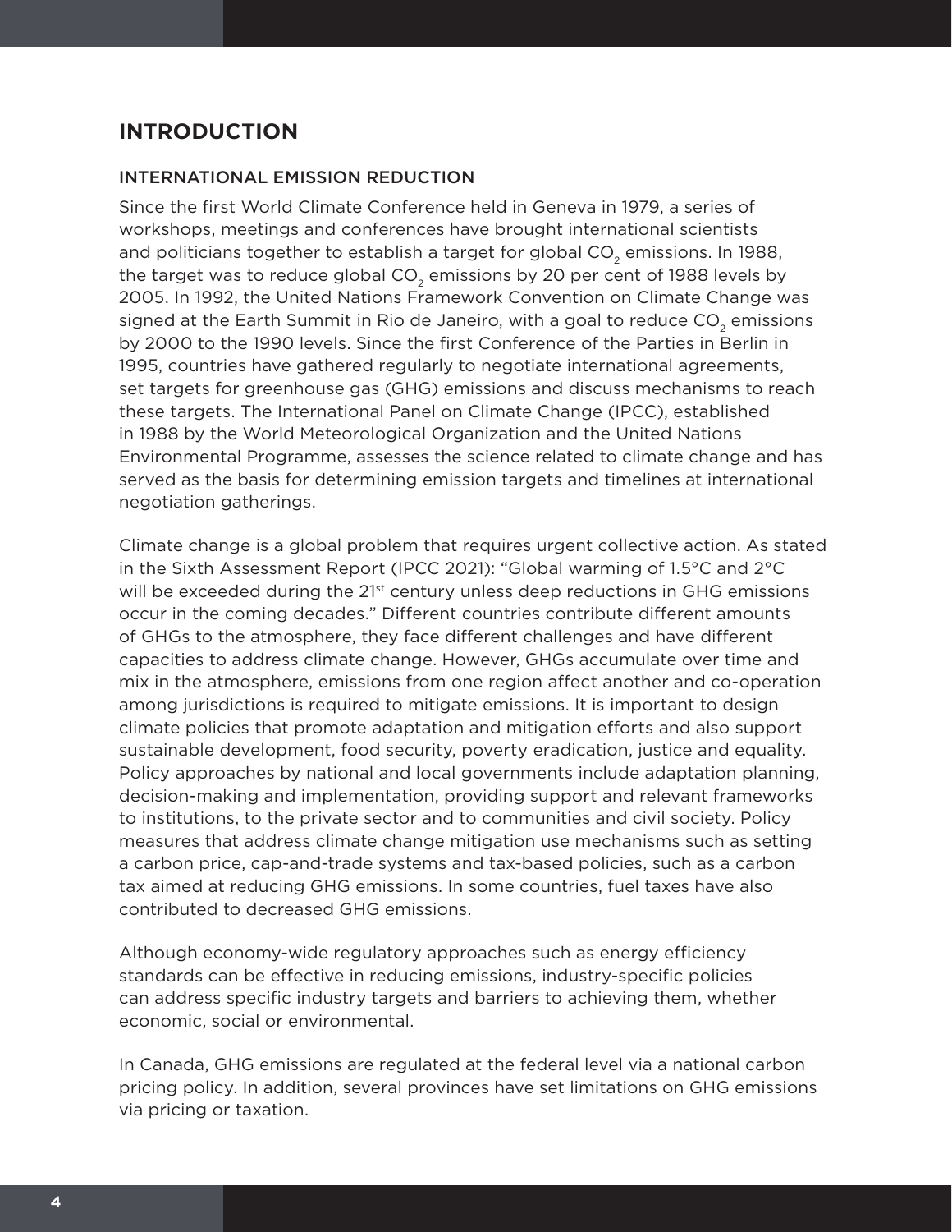# INTRODUCTION

## INTERNATIONAL EMISSION REDUCTION

Since the first World Climate Conference held in Geneva in 1979, a series of workshops, meetings and conferences have brought international scientists and politicians together to establish a target for global $CO_2$ emissions. In 1988, the target was to reduce global $CO_2$ emissions by 20 per cent of 1988 levels by 2005. In 1992, the United Nations Framework Convention on Climate Change was signed at the Earth Summit in Rio de Janeiro, with a goal to reduce $CO_2$ emissions by 2000 to the 1990 levels. Since the first Conference of the Parties in Berlin in 1995, countries have gathered regularly to negotiate international agreements, set targets for greenhouse gas (GHG) emissions and discuss mechanisms to reach these targets. The International Panel on Climate Change (IPCC), established in 1988 by the World Meteorological Organization and the United Nations Environmental Programme, assesses the science related to climate change and has served as the basis for determining emission targets and timelines at international negotiation gatherings.

Climate change is a global problem that requires urgent collective action. As stated in the Sixth Assessment Report (IPCC 2021): "Global warming of 1.5°C and 2°C will be exceeded during the 21st century unless deep reductions in GHG emissions occur in the coming decades." Different countries contribute different amounts of GHGs to the atmosphere, they face different challenges and have different capacities to address climate change. However, GHGs accumulate over time and mix in the atmosphere, emissions from one region affect another and co-operation among jurisdictions is required to mitigate emissions. It is important to design climate policies that promote adaptation and mitigation efforts and also support sustainable development, food security, poverty eradication, justice and equality. Policy approaches by national and local governments include adaptation planning, decision-making and implementation, providing support and relevant frameworks to institutions, to the private sector and to communities and civil society. Policy measures that address climate change mitigation use mechanisms such as setting a carbon price, cap-and-trade systems and tax-based policies, such as a carbon tax aimed at reducing GHG emissions. In some countries, fuel taxes have also contributed to decreased GHG emissions.

Although economy-wide regulatory approaches such as energy efficiency standards can be effective in reducing emissions, industry-specific policies can address specific industry targets and barriers to achieving them, whether economic, social or environmental.

In Canada, GHG emissions are regulated at the federal level via a national carbon pricing policy. In addition, several provinces have set limitations on GHG emissions via pricing or taxation.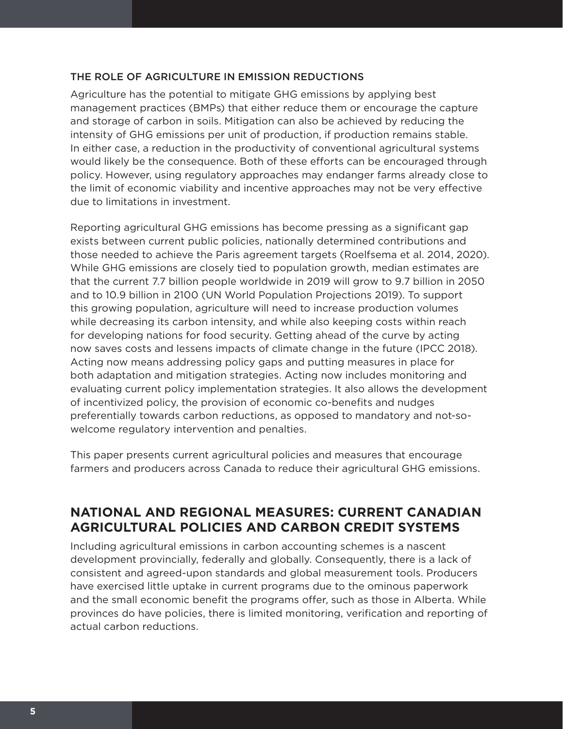### THE ROLE OF AGRICULTURE IN EMISSION REDUCTIONS

Agriculture has the potential to mitigate GHG emissions by applying best management practices (BMPs) that either reduce them or encourage the capture and storage of carbon in soils. Mitigation can also be achieved by reducing the intensity of GHG emissions per unit of production, if production remains stable. In either case, a reduction in the productivity of conventional agricultural systems would likely be the consequence. Both of these efforts can be encouraged through policy. However, using regulatory approaches may endanger farms already close to the limit of economic viability and incentive approaches may not be very effective due to limitations in investment.

Reporting agricultural GHG emissions has become pressing as a significant gap exists between current public policies, nationally determined contributions and those needed to achieve the Paris agreement targets (Roelfsema et al. 2014, 2020). While GHG emissions are closely tied to population growth, median estimates are that the current 7.7 billion people worldwide in 2019 will grow to 9.7 billion in 2050 and to 10.9 billion in 2100 (UN World Population Projections 2019). To support this growing population, agriculture will need to increase production volumes while decreasing its carbon intensity, and while also keeping costs within reach for developing nations for food security. Getting ahead of the curve by acting now saves costs and lessens impacts of climate change in the future (IPCC 2018). Acting now means addressing policy gaps and putting measures in place for both adaptation and mitigation strategies. Acting now includes monitoring and evaluating current policy implementation strategies. It also allows the development of incentivized policy, the provision of economic co-benefits and nudges preferentially towards carbon reductions, as opposed to mandatory and not-so-welcome regulatory intervention and penalties.

This paper presents current agricultural policies and measures that encourage farmers and producers across Canada to reduce their agricultural GHG emissions.

## NATIONAL AND REGIONAL MEASURES: CURRENT CANADIAN AGRICULTURAL POLICIES AND CARBON CREDIT SYSTEMS

Including agricultural emissions in carbon accounting schemes is a nascent development provincially, federally and globally. Consequently, there is a lack of consistent and agreed-upon standards and global measurement tools. Producers have exercised little uptake in current programs due to the ominous paperwork and the small economic benefit the programs offer, such as those in Alberta. While provinces do have policies, there is limited monitoring, verification and reporting of actual carbon reductions.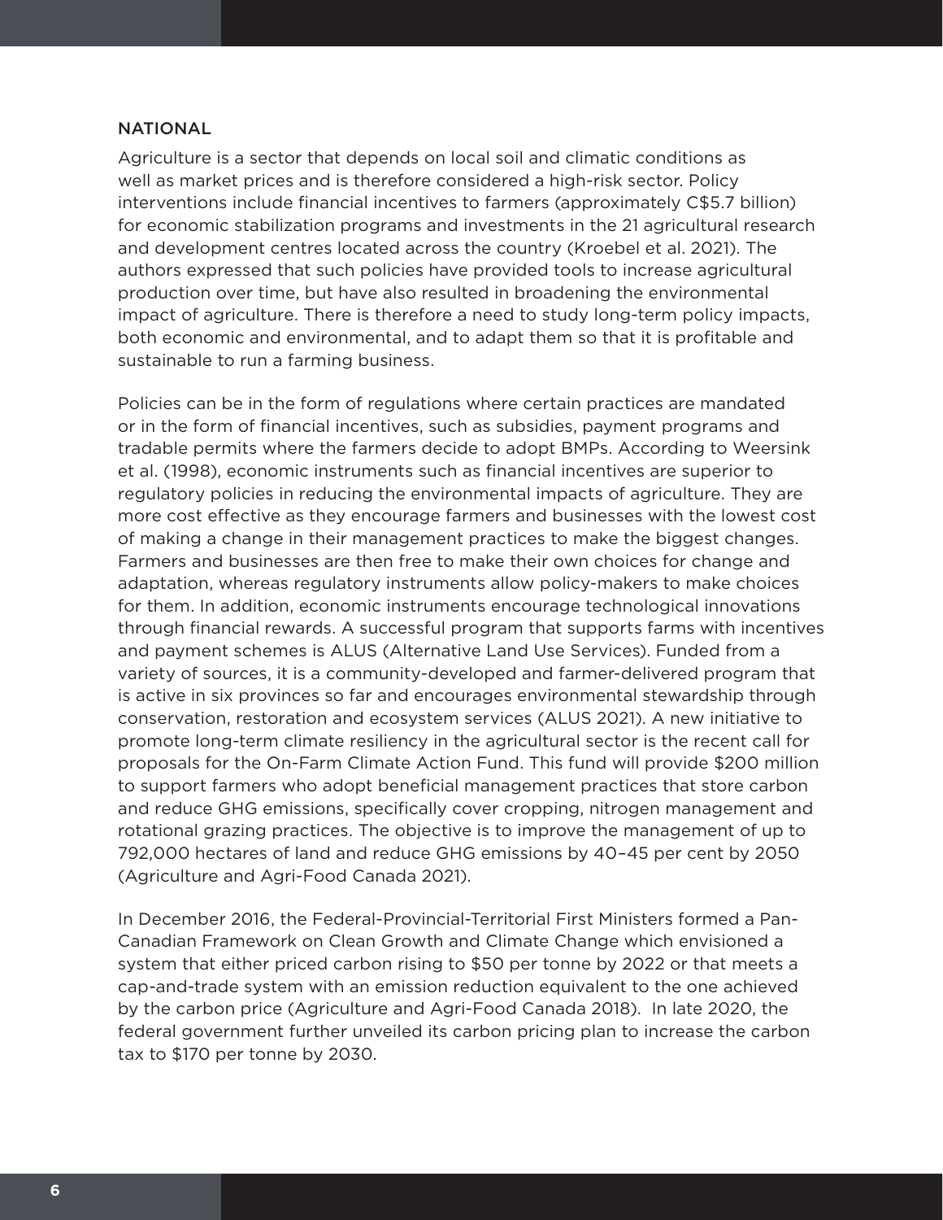## NATIONAL

Agriculture is a sector that depends on local soil and climatic conditions as well as market prices and is therefore considered a high-risk sector. Policy interventions include financial incentives to farmers (approximately C$5.7 billion) for economic stabilization programs and investments in the 21 agricultural research and development centres located across the country (Kroebel et al. 2021). The authors expressed that such policies have provided tools to increase agricultural production over time, but have also resulted in broadening the environmental impact of agriculture. There is therefore a need to study long-term policy impacts, both economic and environmental, and to adapt them so that it is profitable and sustainable to run a farming business.

Policies can be in the form of regulations where certain practices are mandated or in the form of financial incentives, such as subsidies, payment programs and tradable permits where the farmers decide to adopt BMPs. According to Weersink et al. (1998), economic instruments such as financial incentives are superior to regulatory policies in reducing the environmental impacts of agriculture. They are more cost effective as they encourage farmers and businesses with the lowest cost of making a change in their management practices to make the biggest changes. Farmers and businesses are then free to make their own choices for change and adaptation, whereas regulatory instruments allow policy-makers to make choices for them. In addition, economic instruments encourage technological innovations through financial rewards. A successful program that supports farms with incentives and payment schemes is ALUS (Alternative Land Use Services). Funded from a variety of sources, it is a community-developed and farmer-delivered program that is active in six provinces so far and encourages environmental stewardship through conservation, restoration and ecosystem services (ALUS 2021). A new initiative to promote long-term climate resiliency in the agricultural sector is the recent call for proposals for the On-Farm Climate Action Fund. This fund will provide $200 million to support farmers who adopt beneficial management practices that store carbon and reduce GHG emissions, specifically cover cropping, nitrogen management and rotational grazing practices. The objective is to improve the management of up to 792,000 hectares of land and reduce GHG emissions by 40–45 per cent by 2050 (Agriculture and Agri-Food Canada 2021).

In December 2016, the Federal-Provincial-Territorial First Ministers formed a Pan-Canadian Framework on Clean Growth and Climate Change which envisioned a system that either priced carbon rising to $50 per tonne by 2022 or that meets a cap-and-trade system with an emission reduction equivalent to the one achieved by the carbon price (Agriculture and Agri-Food Canada 2018). In late 2020, the federal government further unveiled its carbon pricing plan to increase the carbon tax to $170 per tonne by 2030.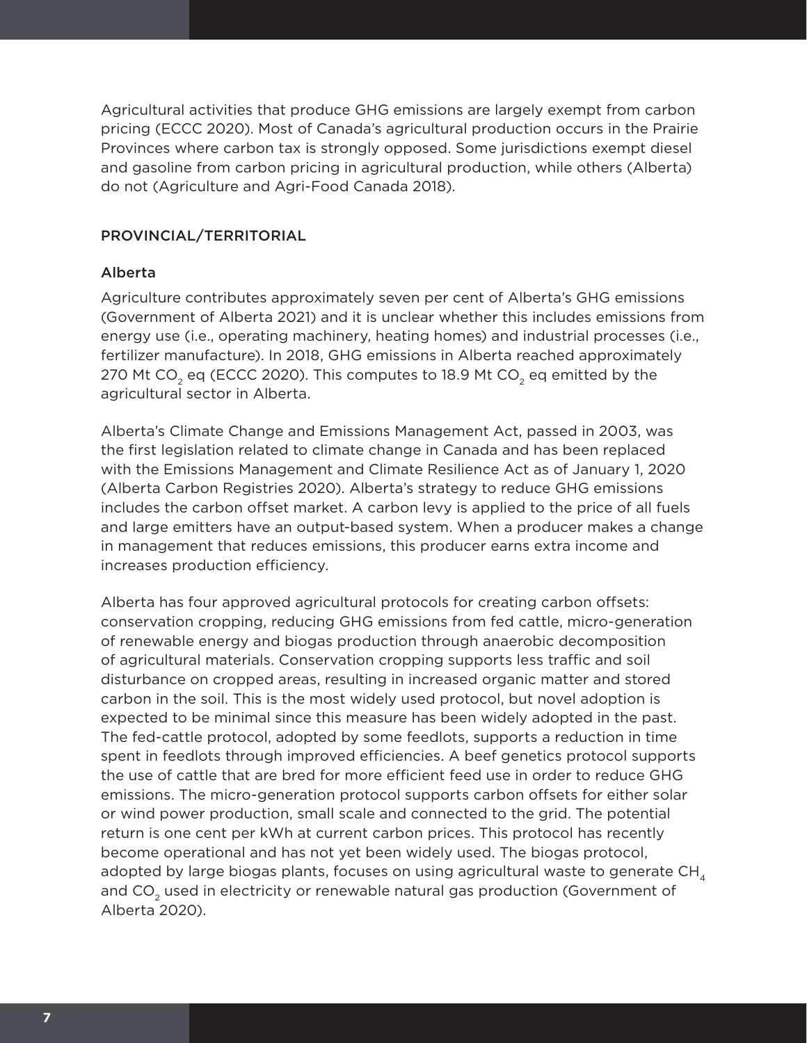Agricultural activities that produce GHG emissions are largely exempt from carbon pricing (ECCC 2020). Most of Canada's agricultural production occurs in the Prairie Provinces where carbon tax is strongly opposed. Some jurisdictions exempt diesel and gasoline from carbon pricing in agricultural production, while others (Alberta) do not (Agriculture and Agri-Food Canada 2018).

## PROVINCIAL/TERRITORIAL

### Alberta

Agriculture contributes approximately seven per cent of Alberta's GHG emissions (Government of Alberta 2021) and it is unclear whether this includes emissions from energy use (i.e., operating machinery, heating homes) and industrial processes (i.e., fertilizer manufacture). In 2018, GHG emissions in Alberta reached approximately 270 Mt $CO_2$ eq (ECCC 2020). This computes to 18.9 Mt $CO_2$ eq emitted by the agricultural sector in Alberta.

Alberta's Climate Change and Emissions Management Act, passed in 2003, was the first legislation related to climate change in Canada and has been replaced with the Emissions Management and Climate Resilience Act as of January 1, 2020 (Alberta Carbon Registries 2020). Alberta's strategy to reduce GHG emissions includes the carbon offset market. A carbon levy is applied to the price of all fuels and large emitters have an output-based system. When a producer makes a change in management that reduces emissions, this producer earns extra income and increases production efficiency.

Alberta has four approved agricultural protocols for creating carbon offsets: conservation cropping, reducing GHG emissions from fed cattle, micro-generation of renewable energy and biogas production through anaerobic decomposition of agricultural materials. Conservation cropping supports less traffic and soil disturbance on cropped areas, resulting in increased organic matter and stored carbon in the soil. This is the most widely used protocol, but novel adoption is expected to be minimal since this measure has been widely adopted in the past. The fed-cattle protocol, adopted by some feedlots, supports a reduction in time spent in feedlots through improved efficiencies. A beef genetics protocol supports the use of cattle that are bred for more efficient feed use in order to reduce GHG emissions. The micro-generation protocol supports carbon offsets for either solar or wind power production, small scale and connected to the grid. The potential return is one cent per kWh at current carbon prices. This protocol has recently become operational and has not yet been widely used. The biogas protocol, adopted by large biogas plants, focuses on using agricultural waste to generate $CH_4$ and $CO_2$ used in electricity or renewable natural gas production (Government of Alberta 2020).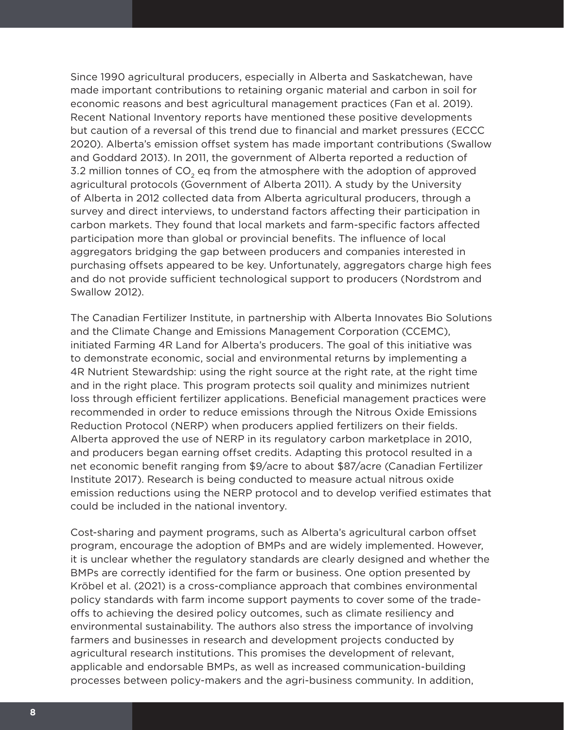Since 1990 agricultural producers, especially in Alberta and Saskatchewan, have made important contributions to retaining organic material and carbon in soil for economic reasons and best agricultural management practices (Fan et al. 2019). Recent National Inventory reports have mentioned these positive developments but caution of a reversal of this trend due to financial and market pressures (ECCC 2020). Alberta's emission offset system has made important contributions (Swallow and Goddard 2013). In 2011, the government of Alberta reported a reduction of 3.2 million tonnes of $CO_2$ eq from the atmosphere with the adoption of approved agricultural protocols (Government of Alberta 2011). A study by the University of Alberta in 2012 collected data from Alberta agricultural producers, through a survey and direct interviews, to understand factors affecting their participation in carbon markets. They found that local markets and farm-specific factors affected participation more than global or provincial benefits. The influence of local aggregators bridging the gap between producers and companies interested in purchasing offsets appeared to be key. Unfortunately, aggregators charge high fees and do not provide sufficient technological support to producers (Nordstrom and Swallow 2012).

The Canadian Fertilizer Institute, in partnership with Alberta Innovates Bio Solutions and the Climate Change and Emissions Management Corporation (CCEMC), initiated Farming 4R Land for Alberta's producers. The goal of this initiative was to demonstrate economic, social and environmental returns by implementing a 4R Nutrient Stewardship: using the right source at the right rate, at the right time and in the right place. This program protects soil quality and minimizes nutrient loss through efficient fertilizer applications. Beneficial management practices were recommended in order to reduce emissions through the Nitrous Oxide Emissions Reduction Protocol (NERP) when producers applied fertilizers on their fields. Alberta approved the use of NERP in its regulatory carbon marketplace in 2010, and producers began earning offset credits. Adapting this protocol resulted in a net economic benefit ranging from $9/acre to about $87/acre (Canadian Fertilizer Institute 2017). Research is being conducted to measure actual nitrous oxide emission reductions using the NERP protocol and to develop verified estimates that could be included in the national inventory.

Cost-sharing and payment programs, such as Alberta's agricultural carbon offset program, encourage the adoption of BMPs and are widely implemented. However, it is unclear whether the regulatory standards are clearly designed and whether the BMPs are correctly identified for the farm or business. One option presented by Kröbel et al. (2021) is a cross-compliance approach that combines environmental policy standards with farm income support payments to cover some of the trade-offs to achieving the desired policy outcomes, such as climate resiliency and environmental sustainability. The authors also stress the importance of involving farmers and businesses in research and development projects conducted by agricultural research institutions. This promises the development of relevant, applicable and endorsable BMPs, as well as increased communication-building processes between policy-makers and the agri-business community. In addition,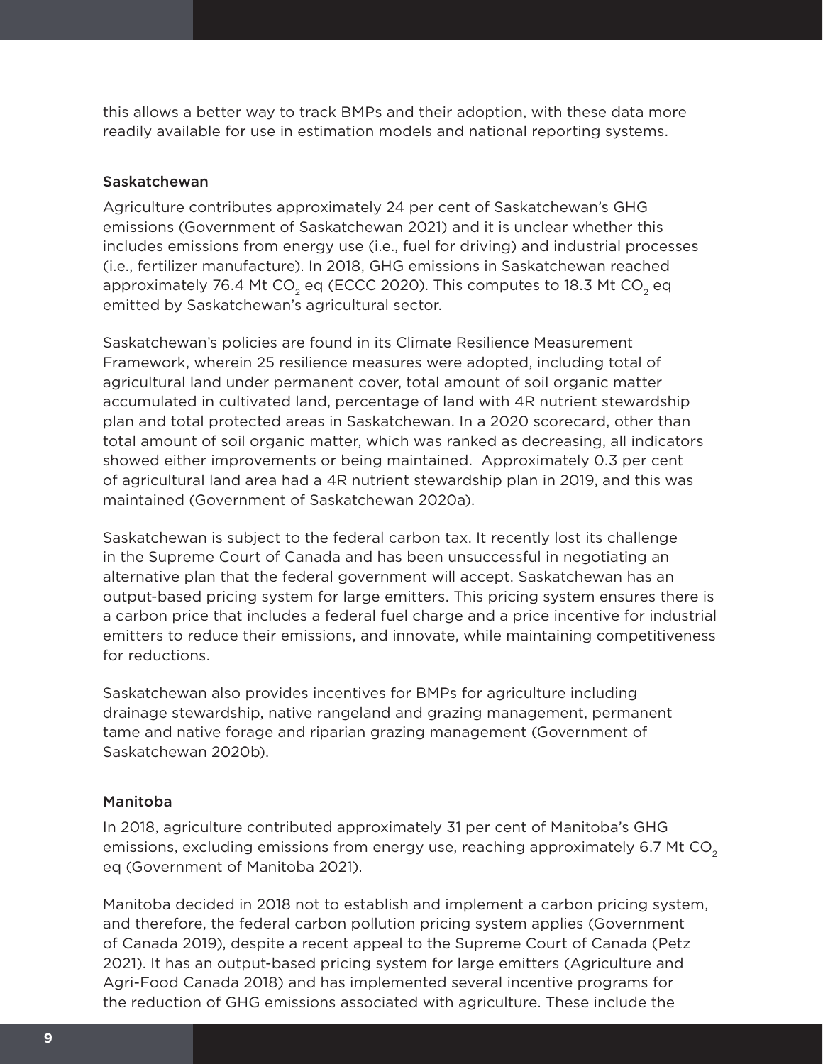this allows a better way to track BMPs and their adoption, with these data more readily available for use in estimation models and national reporting systems.

### Saskatchewan

Agriculture contributes approximately 24 per cent of Saskatchewan's GHG emissions (Government of Saskatchewan 2021) and it is unclear whether this includes emissions from energy use (i.e., fuel for driving) and industrial processes (i.e., fertilizer manufacture). In 2018, GHG emissions in Saskatchewan reached approximately 76.4 Mt $CO_2$ eq (ECCC 2020). This computes to 18.3 Mt $CO_2$ eq emitted by Saskatchewan's agricultural sector.

Saskatchewan's policies are found in its Climate Resilience Measurement Framework, wherein 25 resilience measures were adopted, including total of agricultural land under permanent cover, total amount of soil organic matter accumulated in cultivated land, percentage of land with 4R nutrient stewardship plan and total protected areas in Saskatchewan. In a 2020 scorecard, other than total amount of soil organic matter, which was ranked as decreasing, all indicators showed either improvements or being maintained. Approximately 0.3 per cent of agricultural land area had a 4R nutrient stewardship plan in 2019, and this was maintained (Government of Saskatchewan 2020a).

Saskatchewan is subject to the federal carbon tax. It recently lost its challenge in the Supreme Court of Canada and has been unsuccessful in negotiating an alternative plan that the federal government will accept. Saskatchewan has an output-based pricing system for large emitters. This pricing system ensures there is a carbon price that includes a federal fuel charge and a price incentive for industrial emitters to reduce their emissions, and innovate, while maintaining competitiveness for reductions.

Saskatchewan also provides incentives for BMPs for agriculture including drainage stewardship, native rangeland and grazing management, permanent tame and native forage and riparian grazing management (Government of Saskatchewan 2020b).

### Manitoba

In 2018, agriculture contributed approximately 31 per cent of Manitoba's GHG emissions, excluding emissions from energy use, reaching approximately 6.7 Mt $CO_2$ eq (Government of Manitoba 2021).

Manitoba decided in 2018 not to establish and implement a carbon pricing system, and therefore, the federal carbon pollution pricing system applies (Government of Canada 2019), despite a recent appeal to the Supreme Court of Canada (Petz 2021). It has an output-based pricing system for large emitters (Agriculture and Agri-Food Canada 2018) and has implemented several incentive programs for the reduction of GHG emissions associated with agriculture. These include the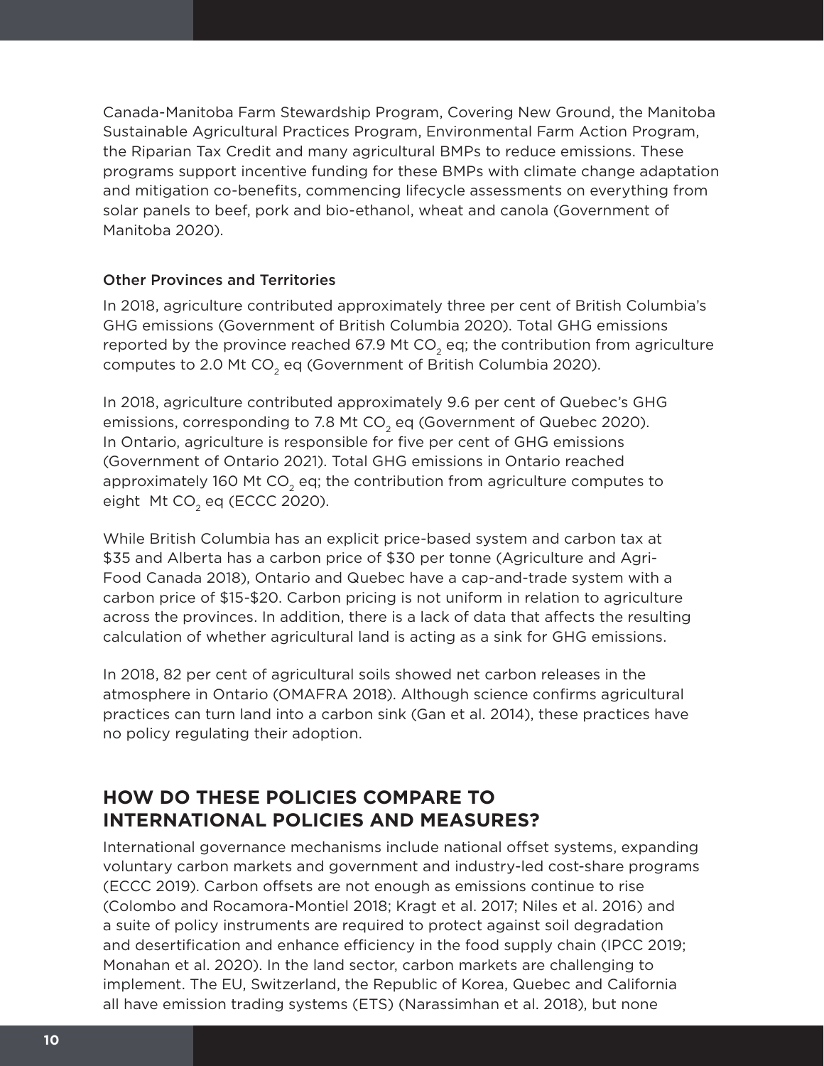Canada-Manitoba Farm Stewardship Program, Covering New Ground, the Manitoba Sustainable Agricultural Practices Program, Environmental Farm Action Program, the Riparian Tax Credit and many agricultural BMPs to reduce emissions. These programs support incentive funding for these BMPs with climate change adaptation and mitigation co-benefits, commencing lifecycle assessments on everything from solar panels to beef, pork and bio-ethanol, wheat and canola (Government of Manitoba 2020).

### Other Provinces and Territories

In 2018, agriculture contributed approximately three per cent of British Columbia's GHG emissions (Government of British Columbia 2020). Total GHG emissions reported by the province reached 67.9 Mt $CO_2$ eq; the contribution from agriculture computes to 2.0 Mt $CO_2$ eq (Government of British Columbia 2020).

In 2018, agriculture contributed approximately 9.6 per cent of Quebec's GHG emissions, corresponding to 7.8 Mt $CO_2$ eq (Government of Quebec 2020). In Ontario, agriculture is responsible for five per cent of GHG emissions (Government of Ontario 2021). Total GHG emissions in Ontario reached approximately 160 Mt $CO_2$ eq; the contribution from agriculture computes to eight Mt $CO_2$ eq (ECCC 2020).

While British Columbia has an explicit price-based system and carbon tax at $35 and Alberta has a carbon price of $30 per tonne (Agriculture and Agri-Food Canada 2018), Ontario and Quebec have a cap-and-trade system with a carbon price of $15-$20. Carbon pricing is not uniform in relation to agriculture across the provinces. In addition, there is a lack of data that affects the resulting calculation of whether agricultural land is acting as a sink for GHG emissions.

In 2018, 82 per cent of agricultural soils showed net carbon releases in the atmosphere in Ontario (OMAFRA 2018). Although science confirms agricultural practices can turn land into a carbon sink (Gan et al. 2014), these practices have no policy regulating their adoption.

## HOW DO THESE POLICIES COMPARE TO INTERNATIONAL POLICIES AND MEASURES?

International governance mechanisms include national offset systems, expanding voluntary carbon markets and government and industry-led cost-share programs (ECCC 2019). Carbon offsets are not enough as emissions continue to rise (Colombo and Rocamora-Montiel 2018; Kragt et al. 2017; Niles et al. 2016) and a suite of policy instruments are required to protect against soil degradation and desertification and enhance efficiency in the food supply chain (IPCC 2019; Monahan et al. 2020). In the land sector, carbon markets are challenging to implement. The EU, Switzerland, the Republic of Korea, Quebec and California all have emission trading systems (ETS) (Narassimhan et al. 2018), but none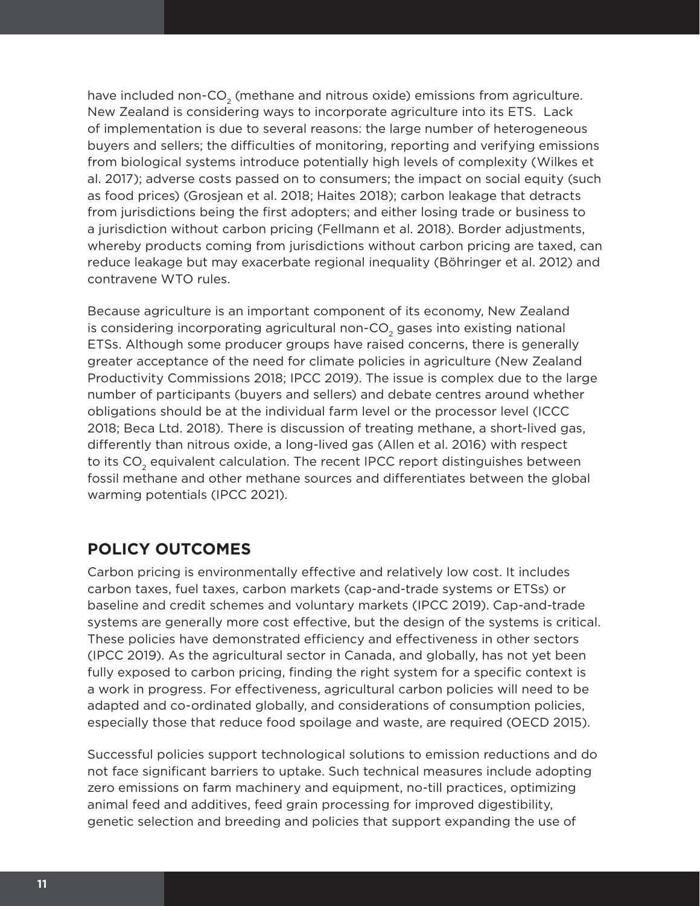have included non-$CO_2$ (methane and nitrous oxide) emissions from agriculture. New Zealand is considering ways to incorporate agriculture into its ETS. Lack of implementation is due to several reasons: the large number of heterogeneous buyers and sellers; the difficulties of monitoring, reporting and verifying emissions from biological systems introduce potentially high levels of complexity (Wilkes et al. 2017); adverse costs passed on to consumers; the impact on social equity (such as food prices) (Grosjean et al. 2018; Haites 2018); carbon leakage that detracts from jurisdictions being the first adopters; and either losing trade or business to a jurisdiction without carbon pricing (Fellmann et al. 2018). Border adjustments, whereby products coming from jurisdictions without carbon pricing are taxed, can reduce leakage but may exacerbate regional inequality (Böhringer et al. 2012) and contravene WTO rules.

Because agriculture is an important component of its economy, New Zealand is considering incorporating agricultural non-$CO_2$ gases into existing national ETSs. Although some producer groups have raised concerns, there is generally greater acceptance of the need for climate policies in agriculture (New Zealand Productivity Commissions 2018; IPCC 2019). The issue is complex due to the large number of participants (buyers and sellers) and debate centres around whether obligations should be at the individual farm level or the processor level (ICCC 2018; Beca Ltd. 2018). There is discussion of treating methane, a short-lived gas, differently than nitrous oxide, a long-lived gas (Allen et al. 2016) with respect to its $CO_2$ equivalent calculation. The recent IPCC report distinguishes between fossil methane and other methane sources and differentiates between the global warming potentials (IPCC 2021).

## POLICY OUTCOMES

Carbon pricing is environmentally effective and relatively low cost. It includes carbon taxes, fuel taxes, carbon markets (cap-and-trade systems or ETSs) or baseline and credit schemes and voluntary markets (IPCC 2019). Cap-and-trade systems are generally more cost effective, but the design of the systems is critical. These policies have demonstrated efficiency and effectiveness in other sectors (IPCC 2019). As the agricultural sector in Canada, and globally, has not yet been fully exposed to carbon pricing, finding the right system for a specific context is a work in progress. For effectiveness, agricultural carbon policies will need to be adapted and co-ordinated globally, and considerations of consumption policies, especially those that reduce food spoilage and waste, are required (OECD 2015).

Successful policies support technological solutions to emission reductions and do not face significant barriers to uptake. Such technical measures include adopting zero emissions on farm machinery and equipment, no-till practices, optimizing animal feed and additives, feed grain processing for improved digestibility, genetic selection and breeding and policies that support expanding the use of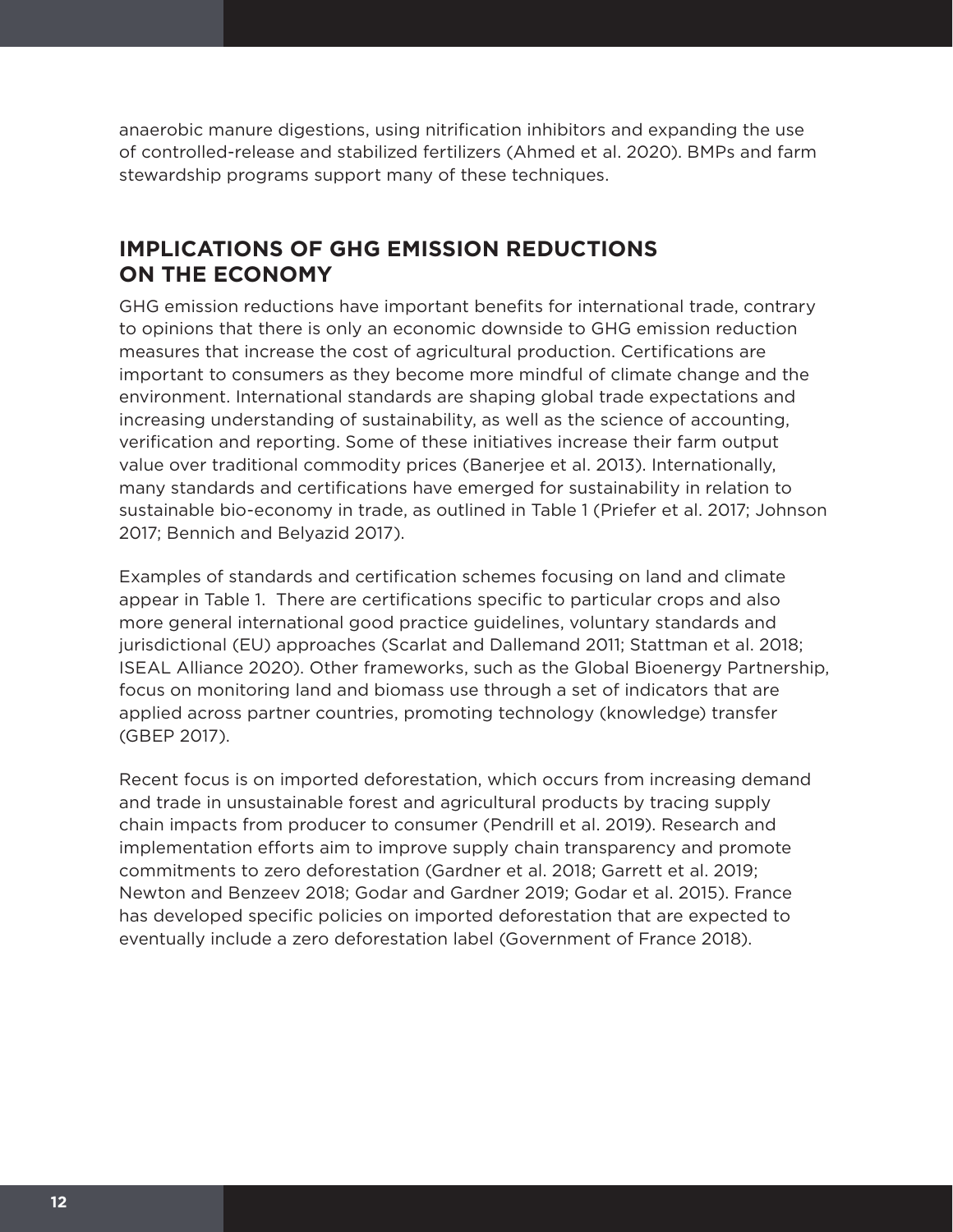anaerobic manure digestions, using nitrification inhibitors and expanding the use of controlled-release and stabilized fertilizers (Ahmed et al. 2020). BMPs and farm stewardship programs support many of these techniques.

## IMPLICATIONS OF GHG EMISSION REDUCTIONS ON THE ECONOMY

GHG emission reductions have important benefits for international trade, contrary to opinions that there is only an economic downside to GHG emission reduction measures that increase the cost of agricultural production. Certifications are important to consumers as they become more mindful of climate change and the environment. International standards are shaping global trade expectations and increasing understanding of sustainability, as well as the science of accounting, verification and reporting. Some of these initiatives increase their farm output value over traditional commodity prices (Banerjee et al. 2013). Internationally, many standards and certifications have emerged for sustainability in relation to sustainable bio-economy in trade, as outlined in Table 1 (Priefer et al. 2017; Johnson 2017; Bennich and Belyazid 2017).

Examples of standards and certification schemes focusing on land and climate appear in Table 1. There are certifications specific to particular crops and also more general international good practice guidelines, voluntary standards and jurisdictional (EU) approaches (Scarlat and Dallemand 2011; Stattman et al. 2018; ISEAL Alliance 2020). Other frameworks, such as the Global Bioenergy Partnership, focus on monitoring land and biomass use through a set of indicators that are applied across partner countries, promoting technology (knowledge) transfer (GBEP 2017).

Recent focus is on imported deforestation, which occurs from increasing demand and trade in unsustainable forest and agricultural products by tracing supply chain impacts from producer to consumer (Pendrill et al. 2019). Research and implementation efforts aim to improve supply chain transparency and promote commitments to zero deforestation (Gardner et al. 2018; Garrett et al. 2019; Newton and Benzeev 2018; Godar and Gardner 2019; Godar et al. 2015). France has developed specific policies on imported deforestation that are expected to eventually include a zero deforestation label (Government of France 2018).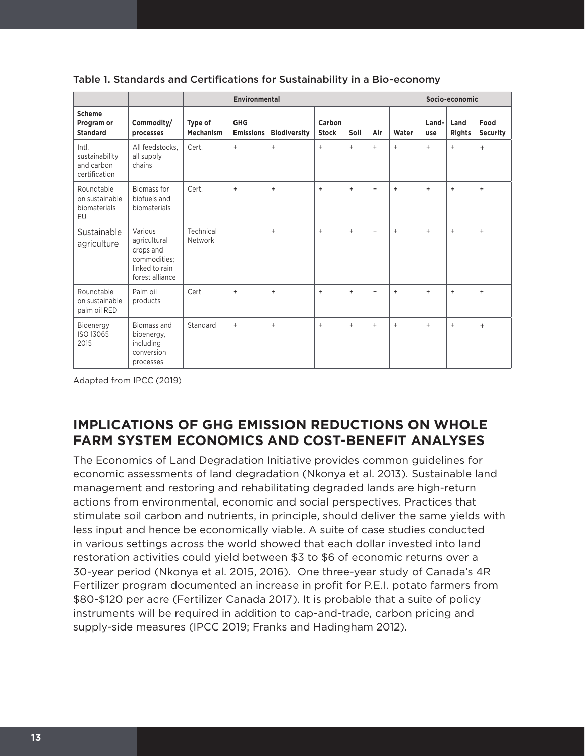Table 1. Standards and Certifications for Sustainability in a Bio-economy

| | | | Environmental | | | | | | Socio-economic | | |
|---|---|---|---|---|---|---|---|---|---|---|---|
| **Scheme Program or Standard** | **Commodity/ processes** | **Type of Mechanism** | **GHG Emissions** | **Biodiversity** | **Carbon Stock** | **Soil** | **Air** | **Water** | **Land-use** | **Land Rights** | **Food Security** |
| Intl. sustainability and carbon certification | All feedstocks, all supply chains | Cert. | + | + | + | + | + | + | + | + | + |
| Roundtable on sustainable biomaterials EU | Biomass for biofuels and biomaterials | Cert. | + | + | + | + | + | + | + | + | + |
| Sustainable agriculture | Various agricultural crops and commodities; linked to rain forest alliance | Technical Network | | + | + | + | + | + | + | + | + |
| Roundtable on sustainable palm oil RED | Palm oil products | Cert | + | + | + | + | + | + | + | + | + |
| Bioenergy ISO 13065 2015 | Biomass and bioenergy, including conversion processes | Standard | + | + | + | + | + | + | + | + | + |

Adapted from IPCC (2019)

## IMPLICATIONS OF GHG EMISSION REDUCTIONS ON WHOLE FARM SYSTEM ECONOMICS AND COST-BENEFIT ANALYSES

The Economics of Land Degradation Initiative provides common guidelines for economic assessments of land degradation (Nkonya et al. 2013). Sustainable land management and restoring and rehabilitating degraded lands are high-return actions from environmental, economic and social perspectives. Practices that stimulate soil carbon and nutrients, in principle, should deliver the same yields with less input and hence be economically viable. A suite of case studies conducted in various settings across the world showed that each dollar invested into land restoration activities could yield between $3 to $6 of economic returns over a 30-year period (Nkonya et al. 2015, 2016). One three-year study of Canada's 4R Fertilizer program documented an increase in profit for P.E.I. potato farmers from $80-$120 per acre (Fertilizer Canada 2017). It is probable that a suite of policy instruments will be required in addition to cap-and-trade, carbon pricing and supply-side measures (IPCC 2019; Franks and Hadingham 2012).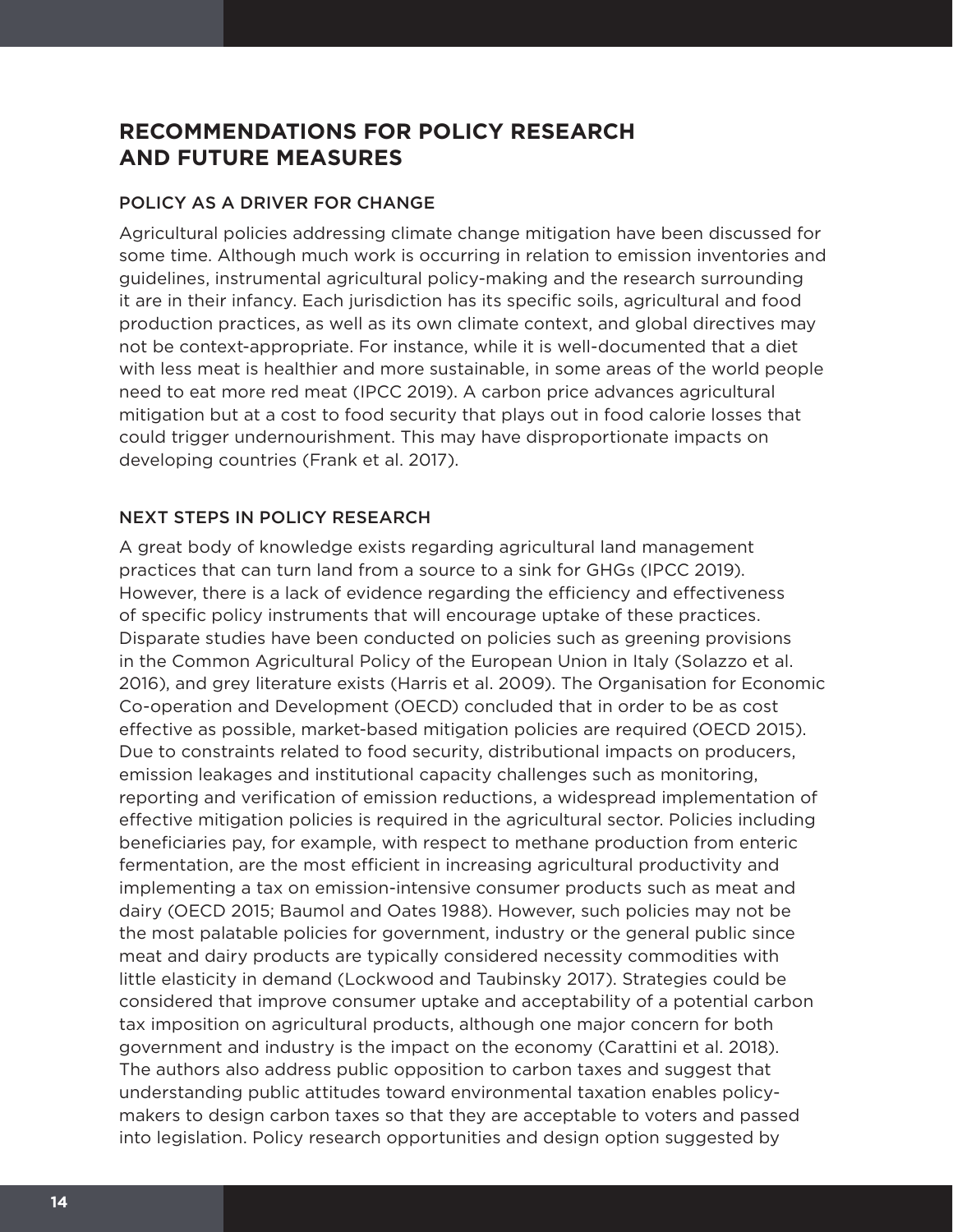## RECOMMENDATIONS FOR POLICY RESEARCH AND FUTURE MEASURES

### POLICY AS A DRIVER FOR CHANGE

Agricultural policies addressing climate change mitigation have been discussed for some time. Although much work is occurring in relation to emission inventories and guidelines, instrumental agricultural policy-making and the research surrounding it are in their infancy. Each jurisdiction has its specific soils, agricultural and food production practices, as well as its own climate context, and global directives may not be context-appropriate. For instance, while it is well-documented that a diet with less meat is healthier and more sustainable, in some areas of the world people need to eat more red meat (IPCC 2019). A carbon price advances agricultural mitigation but at a cost to food security that plays out in food calorie losses that could trigger undernourishment. This may have disproportionate impacts on developing countries (Frank et al. 2017).

### NEXT STEPS IN POLICY RESEARCH

A great body of knowledge exists regarding agricultural land management practices that can turn land from a source to a sink for GHGs (IPCC 2019). However, there is a lack of evidence regarding the efficiency and effectiveness of specific policy instruments that will encourage uptake of these practices. Disparate studies have been conducted on policies such as greening provisions in the Common Agricultural Policy of the European Union in Italy (Solazzo et al. 2016), and grey literature exists (Harris et al. 2009). The Organisation for Economic Co-operation and Development (OECD) concluded that in order to be as cost effective as possible, market-based mitigation policies are required (OECD 2015). Due to constraints related to food security, distributional impacts on producers, emission leakages and institutional capacity challenges such as monitoring, reporting and verification of emission reductions, a widespread implementation of effective mitigation policies is required in the agricultural sector. Policies including beneficiaries pay, for example, with respect to methane production from enteric fermentation, are the most efficient in increasing agricultural productivity and implementing a tax on emission-intensive consumer products such as meat and dairy (OECD 2015; Baumol and Oates 1988). However, such policies may not be the most palatable policies for government, industry or the general public since meat and dairy products are typically considered necessity commodities with little elasticity in demand (Lockwood and Taubinsky 2017). Strategies could be considered that improve consumer uptake and acceptability of a potential carbon tax imposition on agricultural products, although one major concern for both government and industry is the impact on the economy (Carattini et al. 2018). The authors also address public opposition to carbon taxes and suggest that understanding public attitudes toward environmental taxation enables policy-makers to design carbon taxes so that they are acceptable to voters and passed into legislation. Policy research opportunities and design option suggested by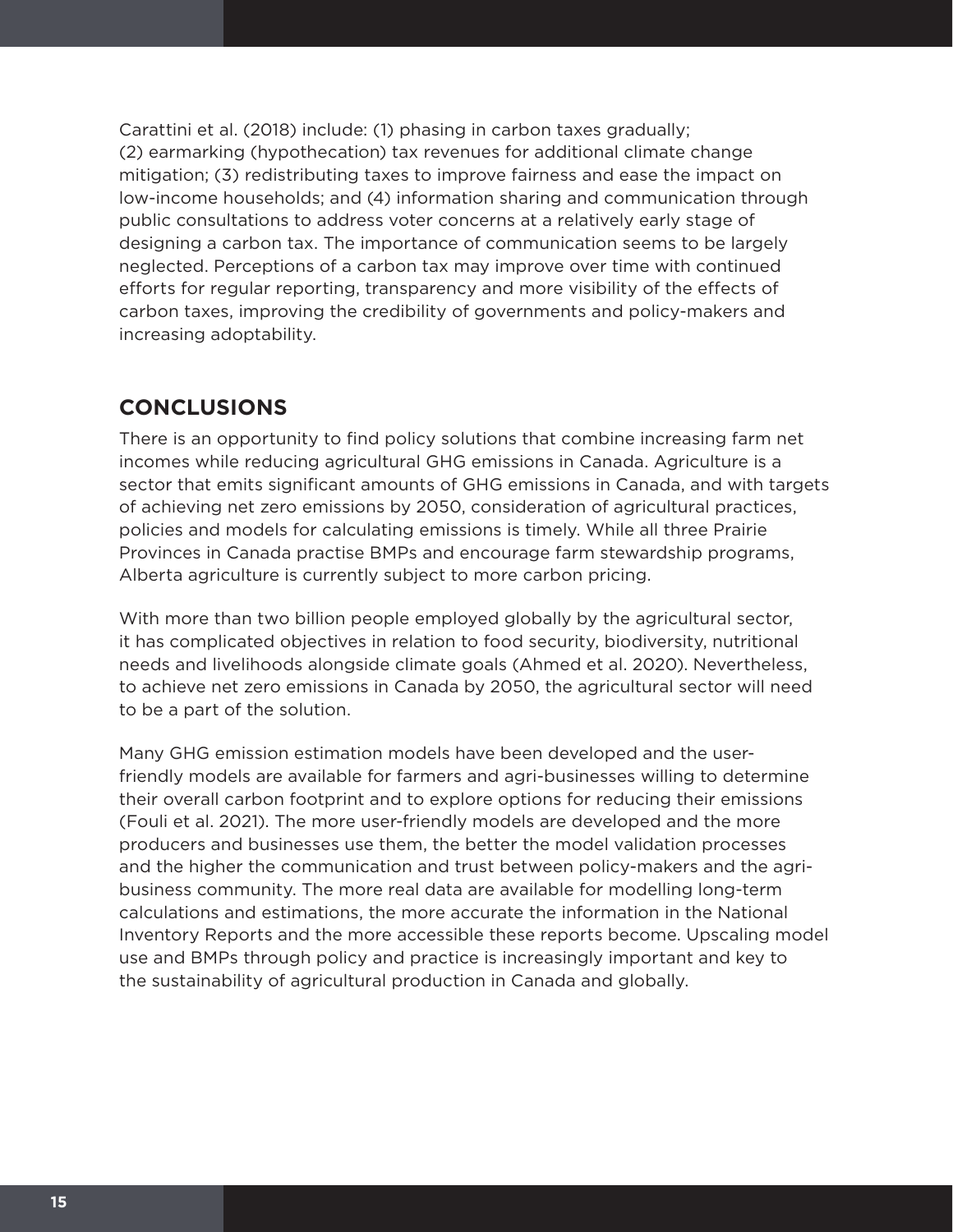Carattini et al. (2018) include: (1) phasing in carbon taxes gradually; (2) earmarking (hypothecation) tax revenues for additional climate change mitigation; (3) redistributing taxes to improve fairness and ease the impact on low-income households; and (4) information sharing and communication through public consultations to address voter concerns at a relatively early stage of designing a carbon tax. The importance of communication seems to be largely neglected. Perceptions of a carbon tax may improve over time with continued efforts for regular reporting, transparency and more visibility of the effects of carbon taxes, improving the credibility of governments and policy-makers and increasing adoptability.

## CONCLUSIONS

There is an opportunity to find policy solutions that combine increasing farm net incomes while reducing agricultural GHG emissions in Canada. Agriculture is a sector that emits significant amounts of GHG emissions in Canada, and with targets of achieving net zero emissions by 2050, consideration of agricultural practices, policies and models for calculating emissions is timely. While all three Prairie Provinces in Canada practise BMPs and encourage farm stewardship programs, Alberta agriculture is currently subject to more carbon pricing.

With more than two billion people employed globally by the agricultural sector, it has complicated objectives in relation to food security, biodiversity, nutritional needs and livelihoods alongside climate goals (Ahmed et al. 2020). Nevertheless, to achieve net zero emissions in Canada by 2050, the agricultural sector will need to be a part of the solution.

Many GHG emission estimation models have been developed and the user-friendly models are available for farmers and agri-businesses willing to determine their overall carbon footprint and to explore options for reducing their emissions (Fouli et al. 2021). The more user-friendly models are developed and the more producers and businesses use them, the better the model validation processes and the higher the communication and trust between policy-makers and the agri-business community. The more real data are available for modelling long-term calculations and estimations, the more accurate the information in the National Inventory Reports and the more accessible these reports become. Upscaling model use and BMPs through policy and practice is increasingly important and key to the sustainability of agricultural production in Canada and globally.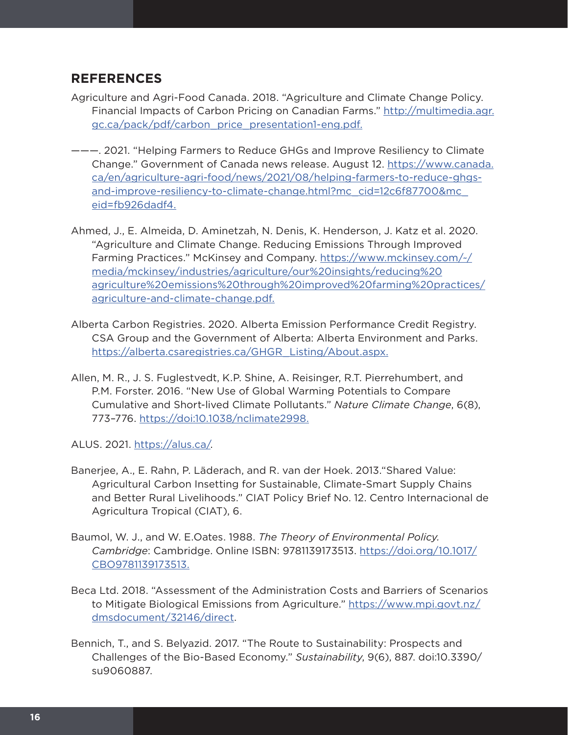## REFERENCES

Agriculture and Agri-Food Canada. 2018. "Agriculture and Climate Change Policy. Financial Impacts of Carbon Pricing on Canadian Farms." http://multimedia.agr.gc.ca/pack/pdf/carbon_price_presentation1-eng.pdf.

———. 2021. "Helping Farmers to Reduce GHGs and Improve Resiliency to Climate Change." Government of Canada news release. August 12. https://www.canada.ca/en/agriculture-agri-food/news/2021/08/helping-farmers-to-reduce-ghgs-and-improve-resiliency-to-climate-change.html?mc_cid=12c6f87700&mc_eid=fb926dadf4.

Ahmed, J., E. Almeida, D. Aminetzah, N. Denis, K. Henderson, J. Katz et al. 2020. "Agriculture and Climate Change. Reducing Emissions Through Improved Farming Practices." McKinsey and Company. https://www.mckinsey.com/~/media/mckinsey/industries/agriculture/our%20insights/reducing%20agriculture%20emissions%20through%20improved%20farming%20practices/agriculture-and-climate-change.pdf.

Alberta Carbon Registries. 2020. Alberta Emission Performance Credit Registry. CSA Group and the Government of Alberta: Alberta Environment and Parks. https://alberta.csaregistries.ca/GHGR_Listing/About.aspx.

Allen, M. R., J. S. Fuglestvedt, K.P. Shine, A. Reisinger, R.T. Pierrehumbert, and P.M. Forster. 2016. "New Use of Global Warming Potentials to Compare Cumulative and Short-lived Climate Pollutants." *Nature Climate Change*, 6(8), 773–776. https://doi:10.1038/nclimate2998.

ALUS. 2021. https://alus.ca/.

Banerjee, A., E. Rahn, P. Läderach, and R. van der Hoek. 2013."Shared Value: Agricultural Carbon Insetting for Sustainable, Climate-Smart Supply Chains and Better Rural Livelihoods." CIAT Policy Brief No. 12. Centro Internacional de Agricultura Tropical (CIAT), 6.

Baumol, W. J., and W. E.Oates. 1988. *The Theory of Environmental Policy. Cambridge*: Cambridge. Online ISBN: 9781139173513. https://doi.org/10.1017/CBO9781139173513.

Beca Ltd. 2018. "Assessment of the Administration Costs and Barriers of Scenarios to Mitigate Biological Emissions from Agriculture." https://www.mpi.govt.nz/dmsdocument/32146/direct.

Bennich, T., and S. Belyazid. 2017. "The Route to Sustainability: Prospects and Challenges of the Bio-Based Economy." *Sustainability*, 9(6), 887. doi:10.3390/su9060887.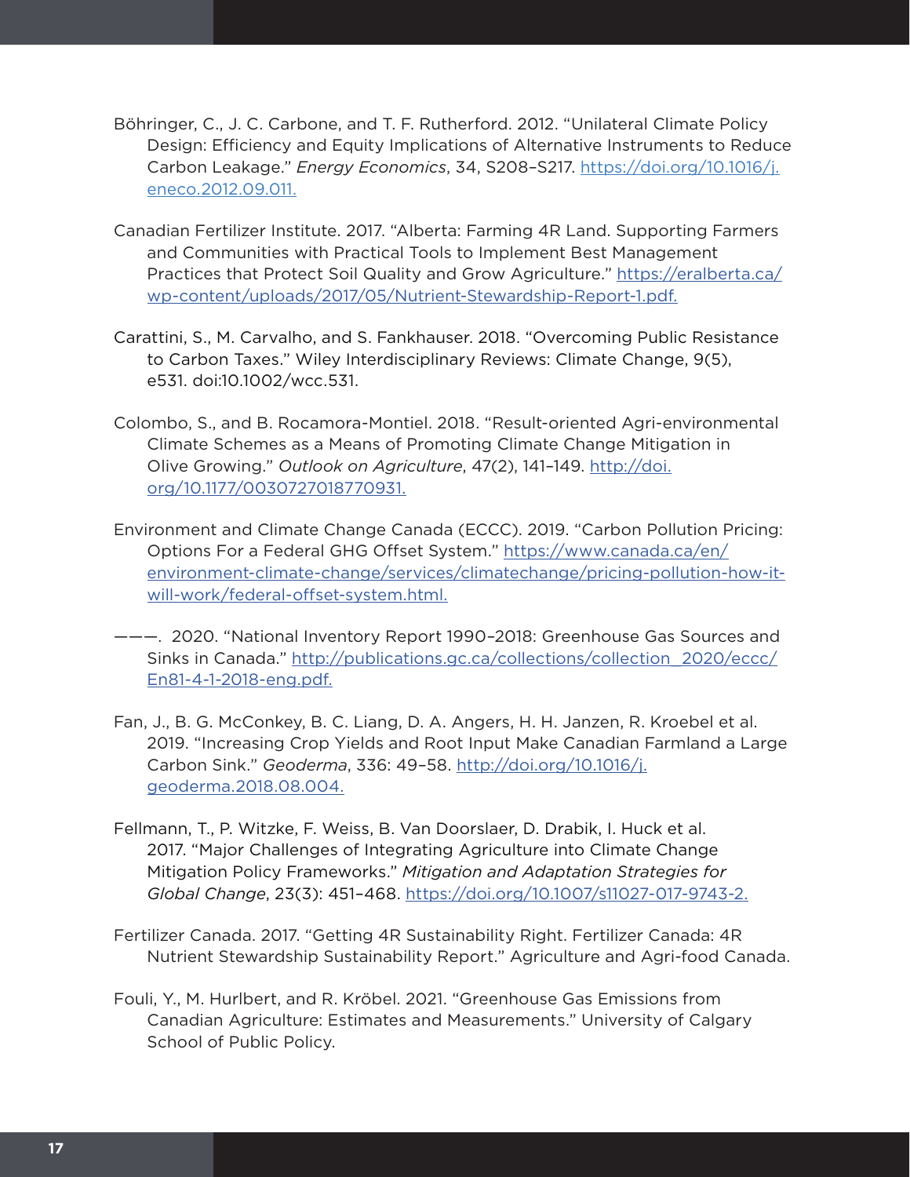Böhringer, C., J. C. Carbone, and T. F. Rutherford. 2012. "Unilateral Climate Policy Design: Efficiency and Equity Implications of Alternative Instruments to Reduce Carbon Leakage." *Energy Economics*, 34, S208–S217. https://doi.org/10.1016/j.eneco.2012.09.011.

Canadian Fertilizer Institute. 2017. "Alberta: Farming 4R Land. Supporting Farmers and Communities with Practical Tools to Implement Best Management Practices that Protect Soil Quality and Grow Agriculture." https://eralberta.ca/wp-content/uploads/2017/05/Nutrient-Stewardship-Report-1.pdf.

Carattini, S., M. Carvalho, and S. Fankhauser. 2018. "Overcoming Public Resistance to Carbon Taxes." Wiley Interdisciplinary Reviews: Climate Change, 9(5), e531. doi:10.1002/wcc.531.

Colombo, S., and B. Rocamora-Montiel. 2018. "Result-oriented Agri-environmental Climate Schemes as a Means of Promoting Climate Change Mitigation in Olive Growing." *Outlook on Agriculture*, 47(2), 141–149. http://doi.org/10.1177/0030727018770931.

Environment and Climate Change Canada (ECCC). 2019. "Carbon Pollution Pricing: Options For a Federal GHG Offset System." https://www.canada.ca/en/environment-climate-change/services/climatechange/pricing-pollution-how-it-will-work/federal-offset-system.html.

———. 2020. "National Inventory Report 1990–2018: Greenhouse Gas Sources and Sinks in Canada." http://publications.gc.ca/collections/collection_2020/eccc/En81-4-1-2018-eng.pdf.

Fan, J., B. G. McConkey, B. C. Liang, D. A. Angers, H. H. Janzen, R. Kroebel et al. 2019. "Increasing Crop Yields and Root Input Make Canadian Farmland a Large Carbon Sink." *Geoderma*, 336: 49–58. http://doi.org/10.1016/j.geoderma.2018.08.004.

Fellmann, T., P. Witzke, F. Weiss, B. Van Doorslaer, D. Drabik, I. Huck et al. 2017. "Major Challenges of Integrating Agriculture into Climate Change Mitigation Policy Frameworks." *Mitigation and Adaptation Strategies for Global Change*, 23(3): 451–468. https://doi.org/10.1007/s11027-017-9743-2.

Fertilizer Canada. 2017. "Getting 4R Sustainability Right. Fertilizer Canada: 4R Nutrient Stewardship Sustainability Report." Agriculture and Agri-food Canada.

Fouli, Y., M. Hurlbert, and R. Kröbel. 2021. "Greenhouse Gas Emissions from Canadian Agriculture: Estimates and Measurements." University of Calgary School of Public Policy.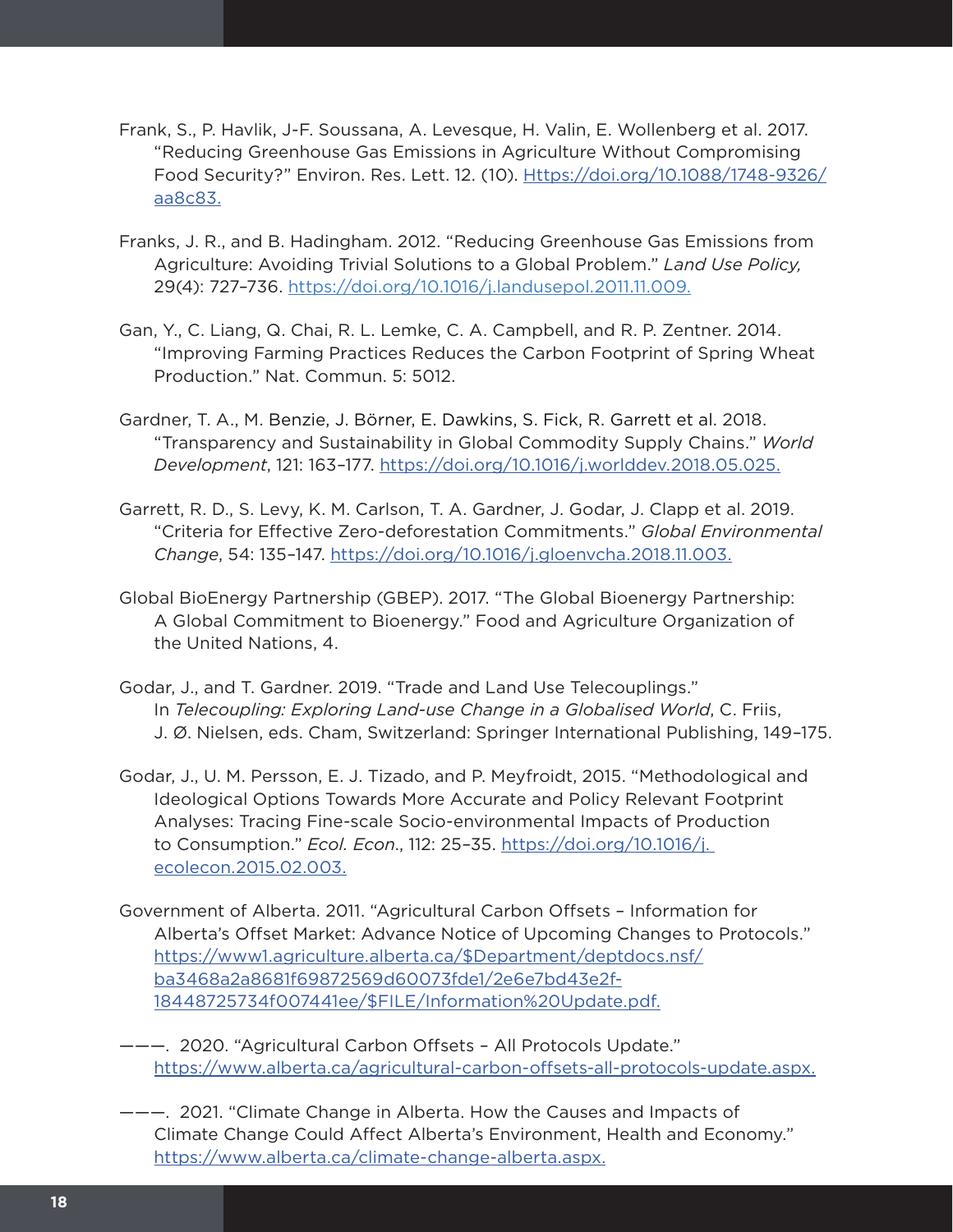Frank, S., P. Havlik, J-F. Soussana, A. Levesque, H. Valin, E. Wollenberg et al. 2017. "Reducing Greenhouse Gas Emissions in Agriculture Without Compromising Food Security?" Environ. Res. Lett. 12. (10). [Https://doi.org/10.1088/1748-9326/aa8c83.](Https://doi.org/10.1088/1748-9326/aa8c83)

Franks, J. R., and B. Hadingham. 2012. "Reducing Greenhouse Gas Emissions from Agriculture: Avoiding Trivial Solutions to a Global Problem." *Land Use Policy,* 29(4): 727–736. [https://doi.org/10.1016/j.landusepol.2011.11.009.](https://doi.org/10.1016/j.landusepol.2011.11.009)

Gan, Y., C. Liang, Q. Chai, R. L. Lemke, C. A. Campbell, and R. P. Zentner. 2014. "Improving Farming Practices Reduces the Carbon Footprint of Spring Wheat Production." Nat. Commun. 5: 5012.

Gardner, T. A., M. Benzie, J. Börner, E. Dawkins, S. Fick, R. Garrett et al. 2018. "Transparency and Sustainability in Global Commodity Supply Chains." *World Development*, 121: 163–177. [https://doi.org/10.1016/j.worlddev.2018.05.025.](https://doi.org/10.1016/j.worlddev.2018.05.025)

Garrett, R. D., S. Levy, K. M. Carlson, T. A. Gardner, J. Godar, J. Clapp et al. 2019. "Criteria for Effective Zero-deforestation Commitments." *Global Environmental Change*, 54: 135–147. [https://doi.org/10.1016/j.gloenvcha.2018.11.003.](https://doi.org/10.1016/j.gloenvcha.2018.11.003)

Global BioEnergy Partnership (GBEP). 2017. "The Global Bioenergy Partnership: A Global Commitment to Bioenergy." Food and Agriculture Organization of the United Nations, 4.

Godar, J., and T. Gardner. 2019. "Trade and Land Use Telecouplings." In *Telecoupling: Exploring Land-use Change in a Globalised World*, C. Friis, J. Ø. Nielsen, eds. Cham, Switzerland: Springer International Publishing, 149–175.

Godar, J., U. M. Persson, E. J. Tizado, and P. Meyfroidt, 2015. "Methodological and Ideological Options Towards More Accurate and Policy Relevant Footprint Analyses: Tracing Fine-scale Socio-environmental Impacts of Production to Consumption." *Ecol. Econ*., 112: 25–35. [https://doi.org/10.1016/j.ecolecon.2015.02.003.](https://doi.org/10.1016/j.ecolecon.2015.02.003)

Government of Alberta. 2011. "Agricultural Carbon Offsets – Information for Alberta's Offset Market: Advance Notice of Upcoming Changes to Protocols." [https://www1.agriculture.alberta.ca/$Department/deptdocs.nsf/ba3468a2a8681f69872569d60073fde1/2e6e7bd43e2f-18448725734f007441ee/$FILE/Information%20Update.pdf.](https://www1.agriculture.alberta.ca/$Department/deptdocs.nsf/ba3468a2a8681f69872569d60073fde1/2e6e7bd43e2f18448725734f007441ee/$FILE/Information%20Update.pdf)

———. 2020. "Agricultural Carbon Offsets – All Protocols Update." [https://www.alberta.ca/agricultural-carbon-offsets-all-protocols-update.aspx.](https://www.alberta.ca/agricultural-carbon-offsets-all-protocols-update.aspx)

———. 2021. "Climate Change in Alberta. How the Causes and Impacts of Climate Change Could Affect Alberta's Environment, Health and Economy." [https://www.alberta.ca/climate-change-alberta.aspx.](https://www.alberta.ca/climate-change-alberta.aspx)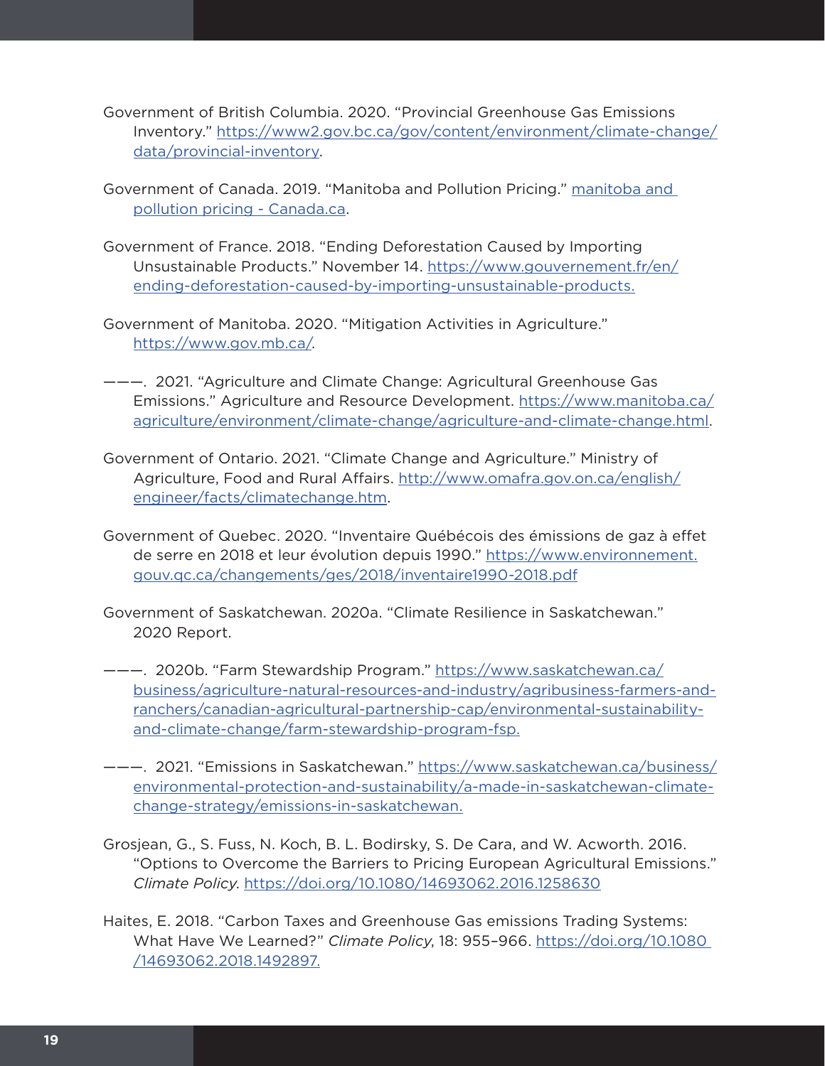Government of British Columbia. 2020. “Provincial Greenhouse Gas Emissions Inventory.” https://www2.gov.bc.ca/gov/content/environment/climate-change/data/provincial-inventory.

Government of Canada. 2019. “Manitoba and Pollution Pricing.” manitoba and pollution pricing - Canada.ca.

Government of France. 2018. “Ending Deforestation Caused by Importing Unsustainable Products.” November 14. https://www.gouvernement.fr/en/ending-deforestation-caused-by-importing-unsustainable-products.

Government of Manitoba. 2020. “Mitigation Activities in Agriculture.” https://www.gov.mb.ca/.

———. 2021. “Agriculture and Climate Change: Agricultural Greenhouse Gas Emissions.” Agriculture and Resource Development. https://www.manitoba.ca/agriculture/environment/climate-change/agriculture-and-climate-change.html.

Government of Ontario. 2021. “Climate Change and Agriculture.” Ministry of Agriculture, Food and Rural Affairs. http://www.omafra.gov.on.ca/english/engineer/facts/climatechange.htm.

Government of Quebec. 2020. “Inventaire Québécois des émissions de gaz à effet de serre en 2018 et leur évolution depuis 1990.” https://www.environnement.gouv.qc.ca/changements/ges/2018/inventaire1990-2018.pdf

Government of Saskatchewan. 2020a. “Climate Resilience in Saskatchewan.” 2020 Report.

———. 2020b. “Farm Stewardship Program.” https://www.saskatchewan.ca/business/agriculture-natural-resources-and-industry/agribusiness-farmers-and-ranchers/canadian-agricultural-partnership-cap/environmental-sustainability-and-climate-change/farm-stewardship-program-fsp.

———. 2021. “Emissions in Saskatchewan.” https://www.saskatchewan.ca/business/environmental-protection-and-sustainability/a-made-in-saskatchewan-climate-change-strategy/emissions-in-saskatchewan.

Grosjean, G., S. Fuss, N. Koch, B. L. Bodirsky, S. De Cara, and W. Acworth. 2016. “Options to Overcome the Barriers to Pricing European Agricultural Emissions.” *Climate Policy*. https://doi.org/10.1080/14693062.2016.1258630

Haites, E. 2018. “Carbon Taxes and Greenhouse Gas emissions Trading Systems: What Have We Learned?” *Climate Policy*, 18: 955–966. https://doi.org/10.1080/14693062.2018.1492897.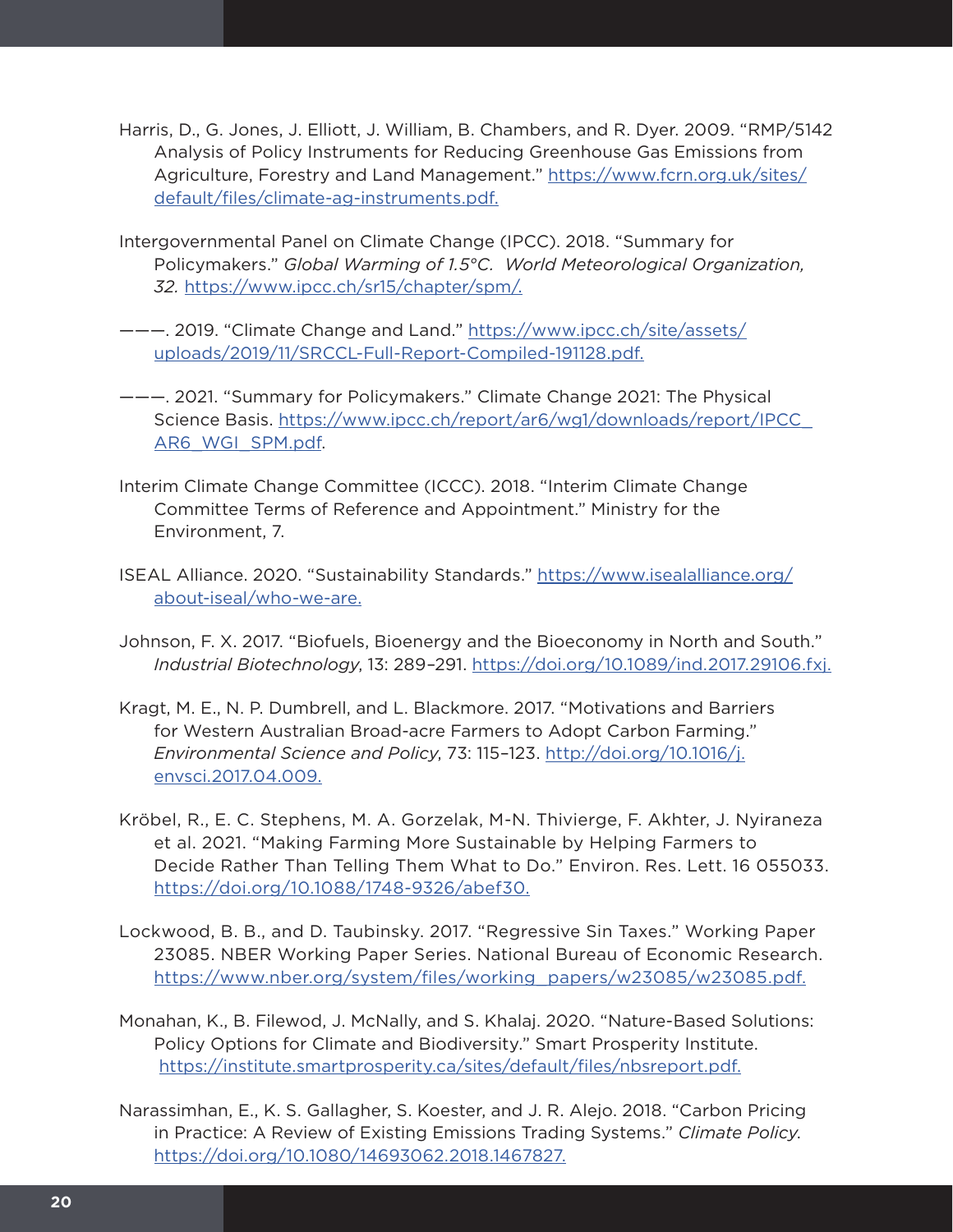Harris, D., G. Jones, J. Elliott, J. William, B. Chambers, and R. Dyer. 2009. "RMP/5142 Analysis of Policy Instruments for Reducing Greenhouse Gas Emissions from Agriculture, Forestry and Land Management." https://www.fcrn.org.uk/sites/default/files/climate-ag-instruments.pdf.

Intergovernmental Panel on Climate Change (IPCC). 2018. "Summary for Policymakers." *Global Warming of 1.5°C. World Meteorological Organization, 32.* https://www.ipcc.ch/sr15/chapter/spm/.

———. 2019. "Climate Change and Land." https://www.ipcc.ch/site/assets/uploads/2019/11/SRCCL-Full-Report-Compiled-191128.pdf.

———. 2021. "Summary for Policymakers." Climate Change 2021: The Physical Science Basis. https://www.ipcc.ch/report/ar6/wg1/downloads/report/IPCC_AR6_WGI_SPM.pdf.

Interim Climate Change Committee (ICCC). 2018. "Interim Climate Change Committee Terms of Reference and Appointment." Ministry for the Environment, 7.

ISEAL Alliance. 2020. "Sustainability Standards." https://www.isealalliance.org/about-iseal/who-we-are.

Johnson, F. X. 2017. "Biofuels, Bioenergy and the Bioeconomy in North and South." *Industrial Biotechnology*, 13: 289–291. https://doi.org/10.1089/ind.2017.29106.fxj.

Kragt, M. E., N. P. Dumbrell, and L. Blackmore. 2017. "Motivations and Barriers for Western Australian Broad-acre Farmers to Adopt Carbon Farming." *Environmental Science and Policy*, 73: 115–123. http://doi.org/10.1016/j.envsci.2017.04.009.

Kröbel, R., E. C. Stephens, M. A. Gorzelak, M-N. Thivierge, F. Akhter, J. Nyiraneza et al. 2021. "Making Farming More Sustainable by Helping Farmers to Decide Rather Than Telling Them What to Do." Environ. Res. Lett. 16 055033. https://doi.org/10.1088/1748-9326/abef30.

Lockwood, B. B., and D. Taubinsky. 2017. "Regressive Sin Taxes." Working Paper 23085. NBER Working Paper Series. National Bureau of Economic Research. https://www.nber.org/system/files/working_papers/w23085/w23085.pdf.

Monahan, K., B. Filewod, J. McNally, and S. Khalaj. 2020. "Nature-Based Solutions: Policy Options for Climate and Biodiversity." Smart Prosperity Institute. https://institute.smartprosperity.ca/sites/default/files/nbsreport.pdf.

Narassimhan, E., K. S. Gallagher, S. Koester, and J. R. Alejo. 2018. "Carbon Pricing in Practice: A Review of Existing Emissions Trading Systems." *Climate Policy.* https://doi.org/10.1080/14693062.2018.1467827.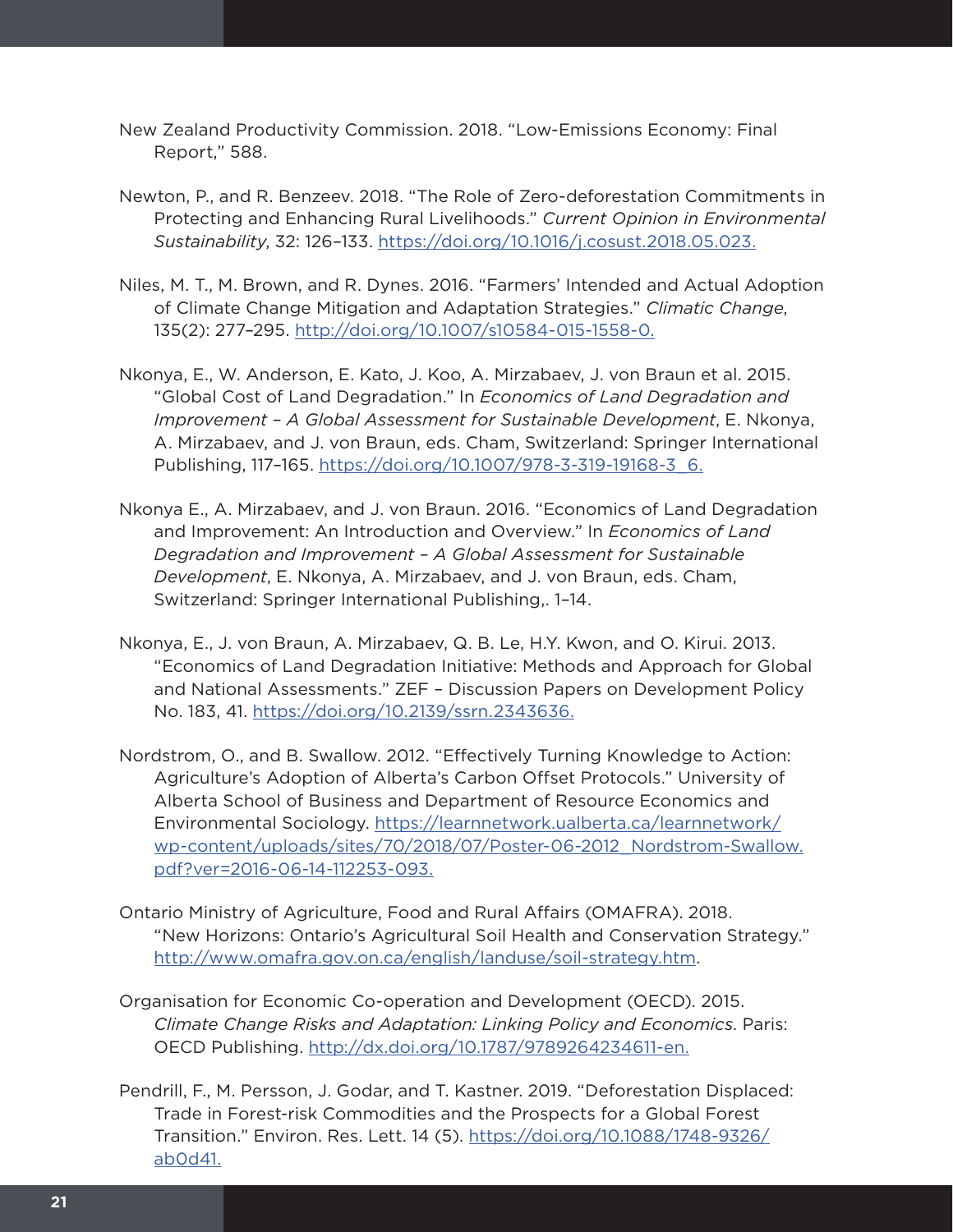New Zealand Productivity Commission. 2018. "Low-Emissions Economy: Final Report," 588.

Newton, P., and R. Benzeev. 2018. "The Role of Zero-deforestation Commitments in Protecting and Enhancing Rural Livelihoods." *Current Opinion in Environmental Sustainability*, 32: 126–133. https://doi.org/10.1016/j.cosust.2018.05.023.

Niles, M. T., M. Brown, and R. Dynes. 2016. "Farmers' Intended and Actual Adoption of Climate Change Mitigation and Adaptation Strategies." *Climatic Change*, 135(2): 277–295. http://doi.org/10.1007/s10584-015-1558-0.

Nkonya, E., W. Anderson, E. Kato, J. Koo, A. Mirzabaev, J. von Braun et al. 2015. "Global Cost of Land Degradation." In *Economics of Land Degradation and Improvement – A Global Assessment for Sustainable Development*, E. Nkonya, A. Mirzabaev, and J. von Braun, eds. Cham, Switzerland: Springer International Publishing, 117–165. https://doi.org/10.1007/978-3-319-19168-3_6.

Nkonya E., A. Mirzabaev, and J. von Braun. 2016. "Economics of Land Degradation and Improvement: An Introduction and Overview." In *Economics of Land Degradation and Improvement – A Global Assessment for Sustainable Development*, E. Nkonya, A. Mirzabaev, and J. von Braun, eds. Cham, Switzerland: Springer International Publishing,. 1–14.

Nkonya, E., J. von Braun, A. Mirzabaev, Q. B. Le, H.Y. Kwon, and O. Kirui. 2013. "Economics of Land Degradation Initiative: Methods and Approach for Global and National Assessments." ZEF – Discussion Papers on Development Policy No. 183, 41. https://doi.org/10.2139/ssrn.2343636.

Nordstrom, O., and B. Swallow. 2012. "Effectively Turning Knowledge to Action: Agriculture's Adoption of Alberta's Carbon Offset Protocols." University of Alberta School of Business and Department of Resource Economics and Environmental Sociology. https://learnnetwork.ualberta.ca/learnnetwork/wp-content/uploads/sites/70/2018/07/Poster-06-2012_Nordstrom-Swallow.pdf?ver=2016-06-14-112253-093.

Ontario Ministry of Agriculture, Food and Rural Affairs (OMAFRA). 2018. "New Horizons: Ontario's Agricultural Soil Health and Conservation Strategy." http://www.omafra.gov.on.ca/english/landuse/soil-strategy.htm.

Organisation for Economic Co-operation and Development (OECD). 2015. *Climate Change Risks and Adaptation: Linking Policy and Economics*. Paris: OECD Publishing. http://dx.doi.org/10.1787/9789264234611-en.

Pendrill, F., M. Persson, J. Godar, and T. Kastner. 2019. "Deforestation Displaced: Trade in Forest-risk Commodities and the Prospects for a Global Forest Transition." Environ. Res. Lett. 14 (5). https://doi.org/10.1088/1748-9326/ab0d41.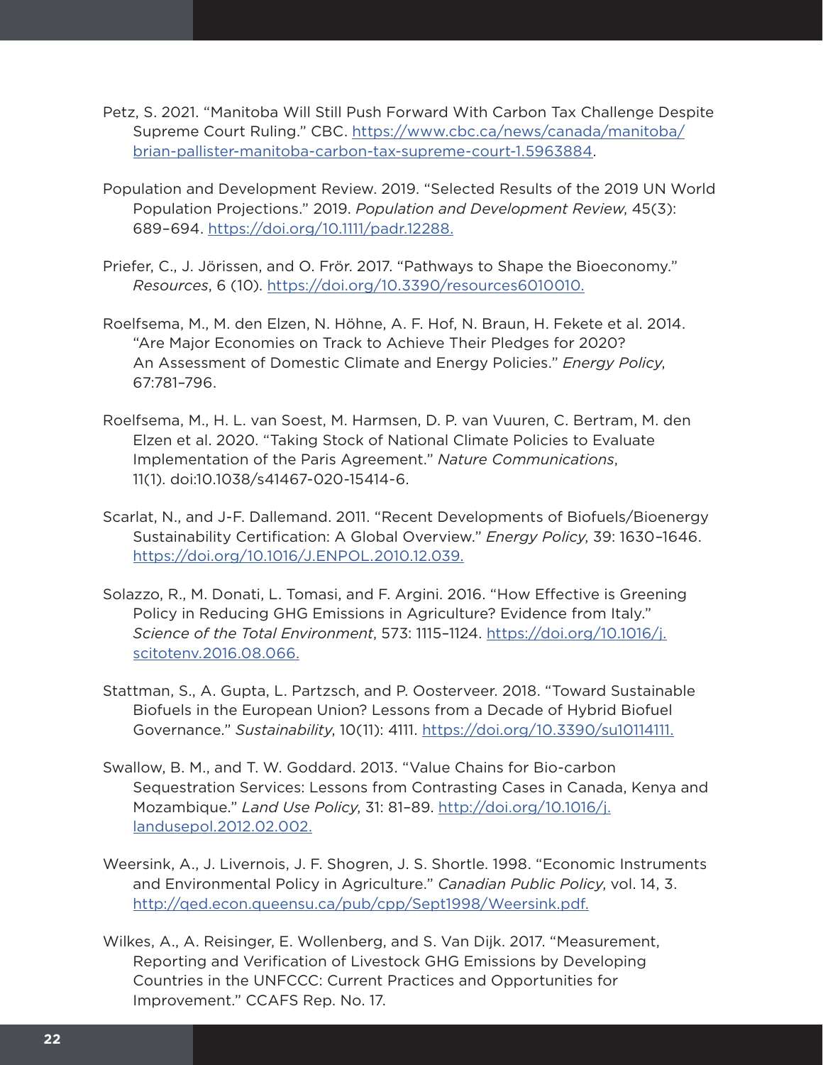Petz, S. 2021. "Manitoba Will Still Push Forward With Carbon Tax Challenge Despite Supreme Court Ruling." CBC. https://www.cbc.ca/news/canada/manitoba/brian-pallister-manitoba-carbon-tax-supreme-court-1.5963884.

Population and Development Review. 2019. "Selected Results of the 2019 UN World Population Projections." 2019. *Population and Development Review*, 45(3): 689–694. https://doi.org/10.1111/padr.12288.

Priefer, C., J. Jörissen, and O. Frör. 2017. "Pathways to Shape the Bioeconomy." *Resources*, 6 (10). https://doi.org/10.3390/resources6010010.

Roelfsema, M., M. den Elzen, N. Höhne, A. F. Hof, N. Braun, H. Fekete et al. 2014. "Are Major Economies on Track to Achieve Their Pledges for 2020? An Assessment of Domestic Climate and Energy Policies." *Energy Policy*, 67:781–796.

Roelfsema, M., H. L. van Soest, M. Harmsen, D. P. van Vuuren, C. Bertram, M. den Elzen et al. 2020. "Taking Stock of National Climate Policies to Evaluate Implementation of the Paris Agreement." *Nature Communications*, 11(1). doi:10.1038/s41467-020-15414-6.

Scarlat, N., and J-F. Dallemand. 2011. "Recent Developments of Biofuels/Bioenergy Sustainability Certification: A Global Overview." *Energy Policy*, 39: 1630–1646. https://doi.org/10.1016/J.ENPOL.2010.12.039.

Solazzo, R., M. Donati, L. Tomasi, and F. Argini. 2016. "How Effective is Greening Policy in Reducing GHG Emissions in Agriculture? Evidence from Italy." *Science of the Total Environment*, 573: 1115–1124. https://doi.org/10.1016/j.scitotenv.2016.08.066.

Stattman, S., A. Gupta, L. Partzsch, and P. Oosterveer. 2018. "Toward Sustainable Biofuels in the European Union? Lessons from a Decade of Hybrid Biofuel Governance." *Sustainability*, 10(11): 4111. https://doi.org/10.3390/su10114111.

Swallow, B. M., and T. W. Goddard. 2013. "Value Chains for Bio-carbon Sequestration Services: Lessons from Contrasting Cases in Canada, Kenya and Mozambique." *Land Use Policy*, 31: 81–89. http://doi.org/10.1016/j.landusepol.2012.02.002.

Weersink, A., J. Livernois, J. F. Shogren, J. S. Shortle. 1998. "Economic Instruments and Environmental Policy in Agriculture." *Canadian Public Policy*, vol. 14, 3. http://qed.econ.queensu.ca/pub/cpp/Sept1998/Weersink.pdf.

Wilkes, A., A. Reisinger, E. Wollenberg, and S. Van Dijk. 2017. "Measurement, Reporting and Verification of Livestock GHG Emissions by Developing Countries in the UNFCCC: Current Practices and Opportunities for Improvement." CCAFS Rep. No. 17.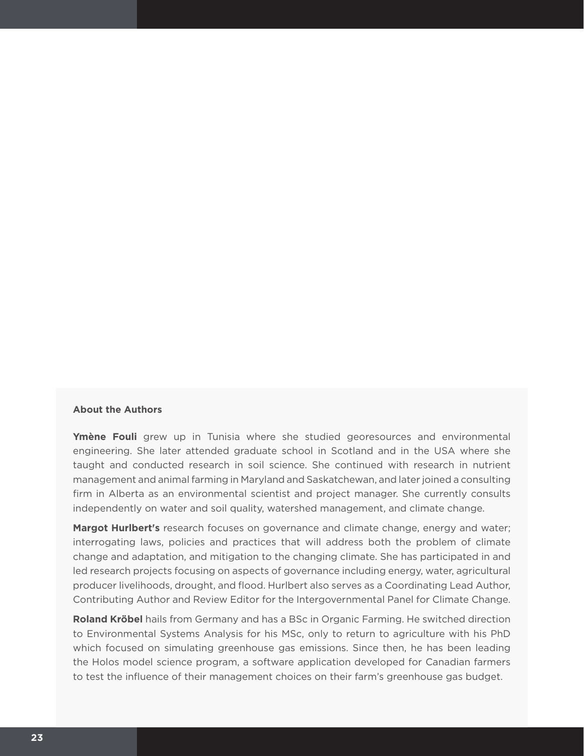### About the Authors

**Ymène Fouli** grew up in Tunisia where she studied georesources and environmental engineering. She later attended graduate school in Scotland and in the USA where she taught and conducted research in soil science. She continued with research in nutrient management and animal farming in Maryland and Saskatchewan, and later joined a consulting firm in Alberta as an environmental scientist and project manager. She currently consults independently on water and soil quality, watershed management, and climate change.

**Margot Hurlbert's** research focuses on governance and climate change, energy and water; interrogating laws, policies and practices that will address both the problem of climate change and adaptation, and mitigation to the changing climate. She has participated in and led research projects focusing on aspects of governance including energy, water, agricultural producer livelihoods, drought, and flood. Hurlbert also serves as a Coordinating Lead Author, Contributing Author and Review Editor for the Intergovernmental Panel for Climate Change.

**Roland Kröbel** hails from Germany and has a BSc in Organic Farming. He switched direction to Environmental Systems Analysis for his MSc, only to return to agriculture with his PhD which focused on simulating greenhouse gas emissions. Since then, he has been leading the Holos model science program, a software application developed for Canadian farmers to test the influence of their management choices on their farm's greenhouse gas budget.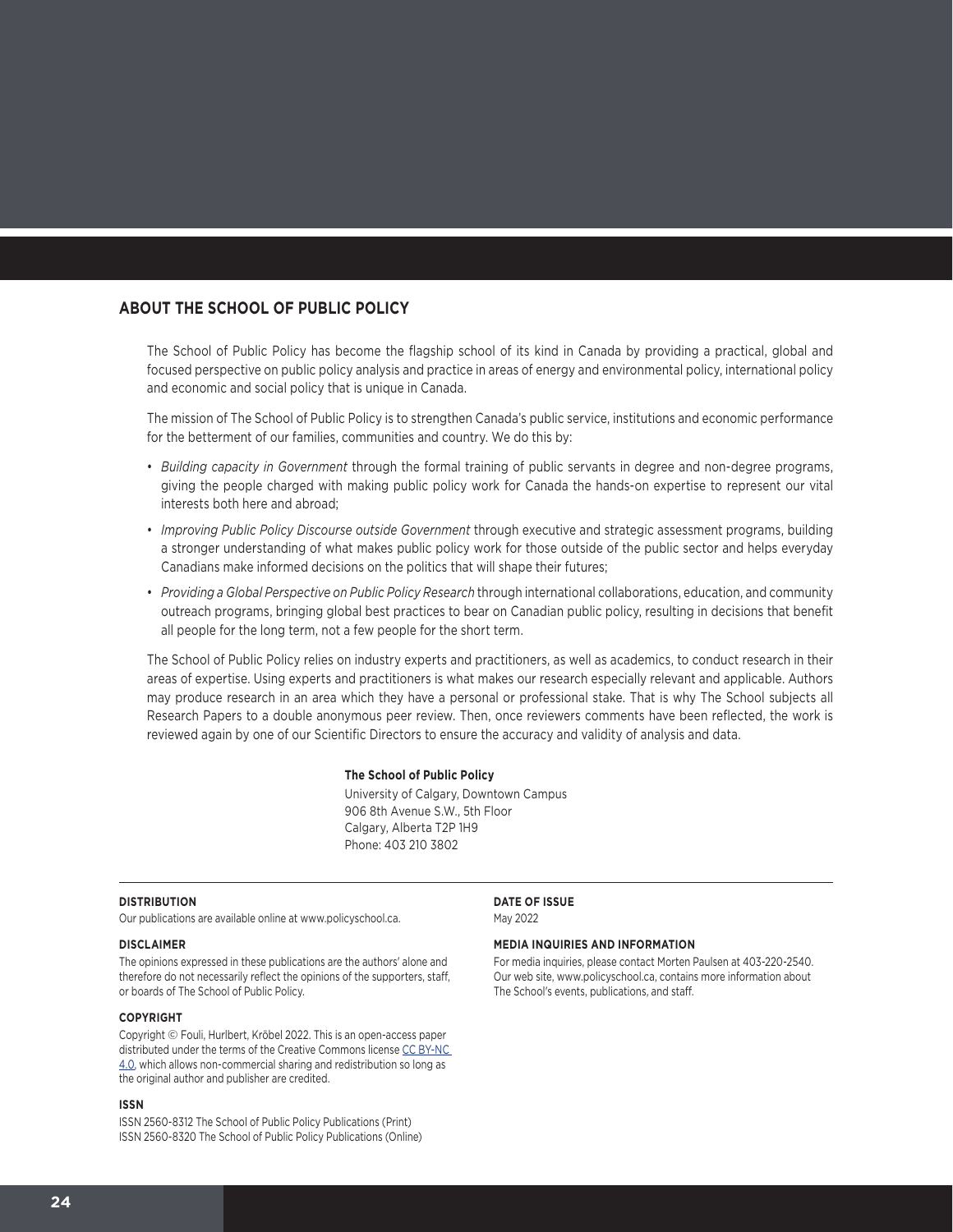## ABOUT THE SCHOOL OF PUBLIC POLICY

The School of Public Policy has become the flagship school of its kind in Canada by providing a practical, global and focused perspective on public policy analysis and practice in areas of energy and environmental policy, international policy and economic and social policy that is unique in Canada.

The mission of The School of Public Policy is to strengthen Canada's public service, institutions and economic performance for the betterment of our families, communities and country. We do this by:

- *Building capacity in Government* through the formal training of public servants in degree and non-degree programs, giving the people charged with making public policy work for Canada the hands-on expertise to represent our vital interests both here and abroad;
- *Improving Public Policy Discourse outside Government* through executive and strategic assessment programs, building a stronger understanding of what makes public policy work for those outside of the public sector and helps everyday Canadians make informed decisions on the politics that will shape their futures;
- *Providing a Global Perspective on Public Policy Research* through international collaborations, education, and community outreach programs, bringing global best practices to bear on Canadian public policy, resulting in decisions that benefit all people for the long term, not a few people for the short term.

The School of Public Policy relies on industry experts and practitioners, as well as academics, to conduct research in their areas of expertise. Using experts and practitioners is what makes our research especially relevant and applicable. Authors may produce research in an area which they have a personal or professional stake. That is why The School subjects all Research Papers to a double anonymous peer review. Then, once reviewers comments have been reflected, the work is reviewed again by one of our Scientific Directors to ensure the accuracy and validity of analysis and data.

**The School of Public Policy**
University of Calgary, Downtown Campus
906 8th Avenue S.W., 5th Floor
Calgary, Alberta T2P 1H9
Phone: 403 210 3802

**DISTRIBUTION**
Our publications are available online at www.policyschool.ca.

**DISCLAIMER**
The opinions expressed in these publications are the authors' alone and therefore do not necessarily reflect the opinions of the supporters, staff, or boards of The School of Public Policy.

**COPYRIGHT**
Copyright © Fouli, Hurlbert, Kröbel 2022. This is an open-access paper distributed under the terms of the Creative Commons license CC BY-NC 4.0, which allows non-commercial sharing and redistribution so long as the original author and publisher are credited.

**ISSN**
ISSN 2560-8312 The School of Public Policy Publications (Print)
ISSN 2560-8320 The School of Public Policy Publications (Online)

**DATE OF ISSUE**
May 2022

**MEDIA INQUIRIES AND INFORMATION**
For media inquiries, please contact Morten Paulsen at 403-220-2540. Our web site, www.policyschool.ca, contains more information about The School's events, publications, and staff.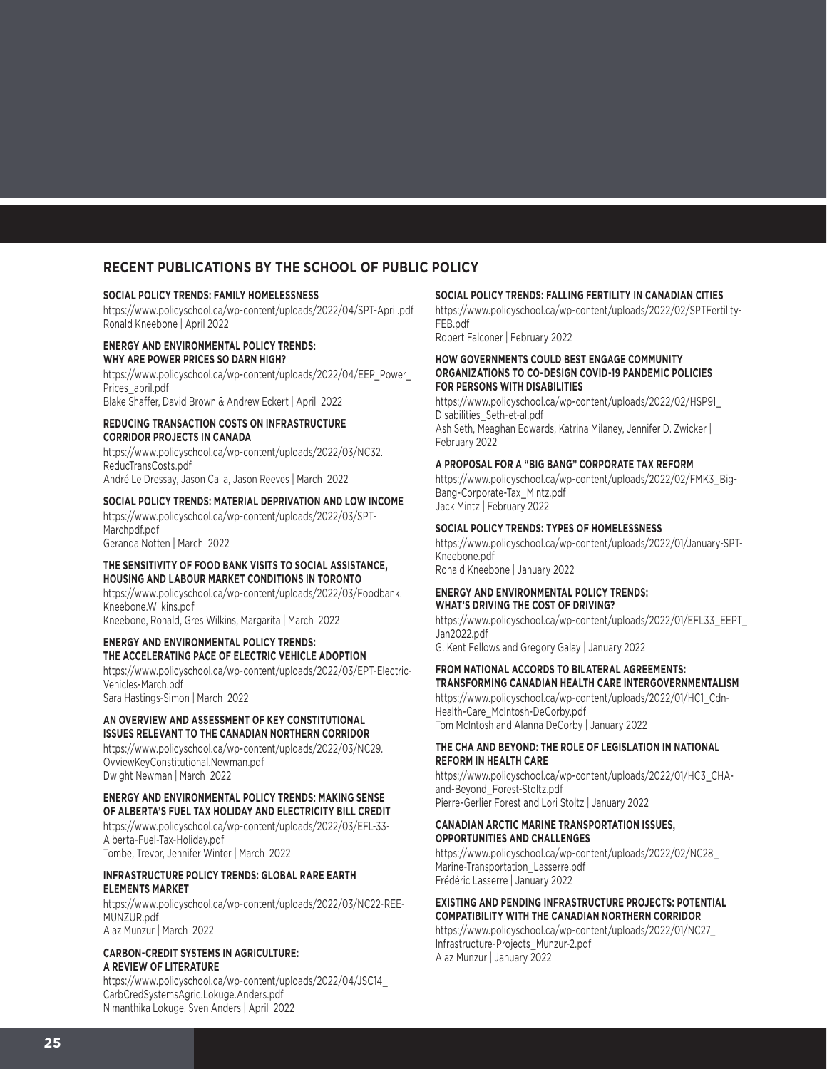## RECENT PUBLICATIONS BY THE SCHOOL OF PUBLIC POLICY

**SOCIAL POLICY TRENDS: FAMILY HOMELESSNESS**
https://www.policyschool.ca/wp-content/uploads/2022/04/SPT-April.pdf
Ronald Kneebone | April 2022

**ENERGY AND ENVIRONMENTAL POLICY TRENDS: WHY ARE POWER PRICES SO DARN HIGH?**
https://www.policyschool.ca/wp-content/uploads/2022/04/EEP_Power_Prices_april.pdf
Blake Shaffer, David Brown & Andrew Eckert | April 2022

**REDUCING TRANSACTION COSTS ON INFRASTRUCTURE CORRIDOR PROJECTS IN CANADA**
https://www.policyschool.ca/wp-content/uploads/2022/03/NC32.ReducTransCosts.pdf
André Le Dressay, Jason Calla, Jason Reeves | March 2022

**SOCIAL POLICY TRENDS: MATERIAL DEPRIVATION AND LOW INCOME**
https://www.policyschool.ca/wp-content/uploads/2022/03/SPT-Marchpdf.pdf
Geranda Notten | March 2022

**THE SENSITIVITY OF FOOD BANK VISITS TO SOCIAL ASSISTANCE, HOUSING AND LABOUR MARKET CONDITIONS IN TORONTO**
https://www.policyschool.ca/wp-content/uploads/2022/03/Foodbank.Kneebone.Wilkins.pdf
Kneebone, Ronald, Gres Wilkins, Margarita | March 2022

**ENERGY AND ENVIRONMENTAL POLICY TRENDS: THE ACCELERATING PACE OF ELECTRIC VEHICLE ADOPTION**
https://www.policyschool.ca/wp-content/uploads/2022/03/EPT-Electric-Vehicles-March.pdf
Sara Hastings-Simon | March 2022

**AN OVERVIEW AND ASSESSMENT OF KEY CONSTITUTIONAL ISSUES RELEVANT TO THE CANADIAN NORTHERN CORRIDOR**
https://www.policyschool.ca/wp-content/uploads/2022/03/NC29.OvviewKeyConstitutional.Newman.pdf
Dwight Newman | March 2022

**ENERGY AND ENVIRONMENTAL POLICY TRENDS: MAKING SENSE OF ALBERTA'S FUEL TAX HOLIDAY AND ELECTRICITY BILL CREDIT**
https://www.policyschool.ca/wp-content/uploads/2022/03/EFL-33-Alberta-Fuel-Tax-Holiday.pdf
Tombe, Trevor, Jennifer Winter | March 2022

**INFRASTRUCTURE POLICY TRENDS: GLOBAL RARE EARTH ELEMENTS MARKET**
https://www.policyschool.ca/wp-content/uploads/2022/03/NC22-REE-MUNZUR.pdf
Alaz Munzur | March 2022

**CARBON-CREDIT SYSTEMS IN AGRICULTURE: A REVIEW OF LITERATURE**
https://www.policyschool.ca/wp-content/uploads/2022/04/JSC14_CarbCredSystemsAgric.Lokuge.Anders.pdf
Nimanthika Lokuge, Sven Anders | April 2022

**SOCIAL POLICY TRENDS: FALLING FERTILITY IN CANADIAN CITIES**
https://www.policyschool.ca/wp-content/uploads/2022/02/SPTFertility-FEB.pdf
Robert Falconer | February 2022

**HOW GOVERNMENTS COULD BEST ENGAGE COMMUNITY ORGANIZATIONS TO CO-DESIGN COVID-19 PANDEMIC POLICIES FOR PERSONS WITH DISABILITIES**
https://www.policyschool.ca/wp-content/uploads/2022/02/HSP91_Disabilities_Seth-et-al.pdf
Ash Seth, Meaghan Edwards, Katrina Milaney, Jennifer D. Zwicker | February 2022

**A PROPOSAL FOR A "BIG BANG" CORPORATE TAX REFORM**
https://www.policyschool.ca/wp-content/uploads/2022/02/FMK3_Big-Bang-Corporate-Tax_Mintz.pdf
Jack Mintz | February 2022

**SOCIAL POLICY TRENDS: TYPES OF HOMELESSNESS**
https://www.policyschool.ca/wp-content/uploads/2022/01/January-SPT-Kneebone.pdf
Ronald Kneebone | January 2022

**ENERGY AND ENVIRONMENTAL POLICY TRENDS: WHAT'S DRIVING THE COST OF DRIVING?**
https://www.policyschool.ca/wp-content/uploads/2022/01/EFL33_EEPT_Jan2022.pdf
G. Kent Fellows and Gregory Galay | January 2022

**FROM NATIONAL ACCORDS TO BILATERAL AGREEMENTS: TRANSFORMING CANADIAN HEALTH CARE INTERGOVERNMENTALISM**
https://www.policyschool.ca/wp-content/uploads/2022/01/HC1_Cdn-Health-Care_McIntosh-DeCorby.pdf
Tom McIntosh and Alanna DeCorby | January 2022

**THE CHA AND BEYOND: THE ROLE OF LEGISLATION IN NATIONAL REFORM IN HEALTH CARE**
https://www.policyschool.ca/wp-content/uploads/2022/01/HC3_CHA-and-Beyond_Forest-Stoltz.pdf
Pierre-Gerlier Forest and Lori Stoltz | January 2022

**CANADIAN ARCTIC MARINE TRANSPORTATION ISSUES, OPPORTUNITIES AND CHALLENGES**
https://www.policyschool.ca/wp-content/uploads/2022/02/NC28_Marine-Transportation_Lasserre.pdf
Frédéric Lasserre | January 2022

**EXISTING AND PENDING INFRASTRUCTURE PROJECTS: POTENTIAL COMPATIBILITY WITH THE CANADIAN NORTHERN CORRIDOR**
https://www.policyschool.ca/wp-content/uploads/2022/01/NC27_Infrastructure-Projects_Munzur-2.pdf
Alaz Munzur | January 2022